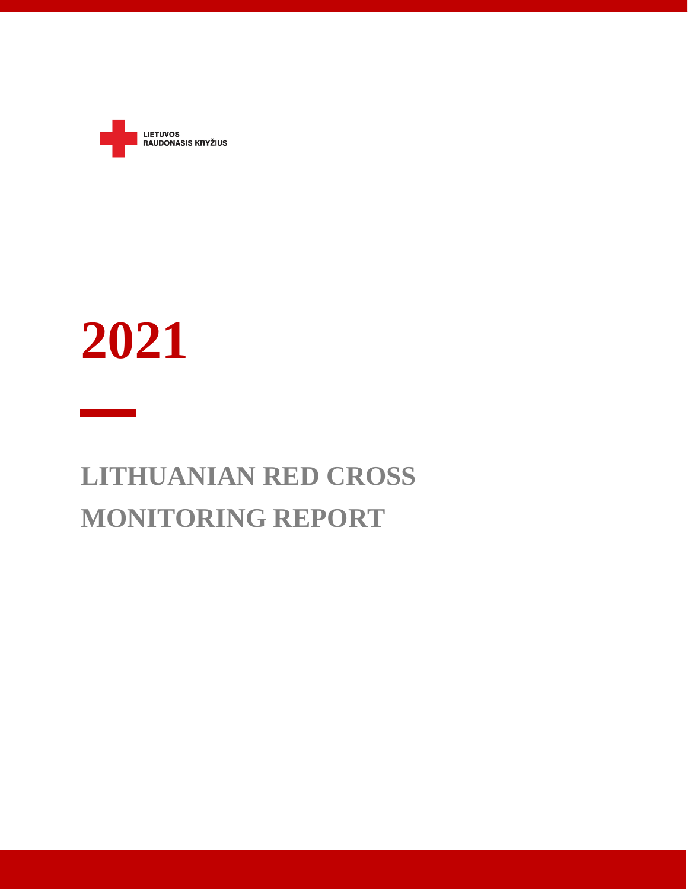LIETUVOS
RAUDONASIS KRYŽIUS

# 2021

# LITHUANIAN RED CROSS MONITORING REPORT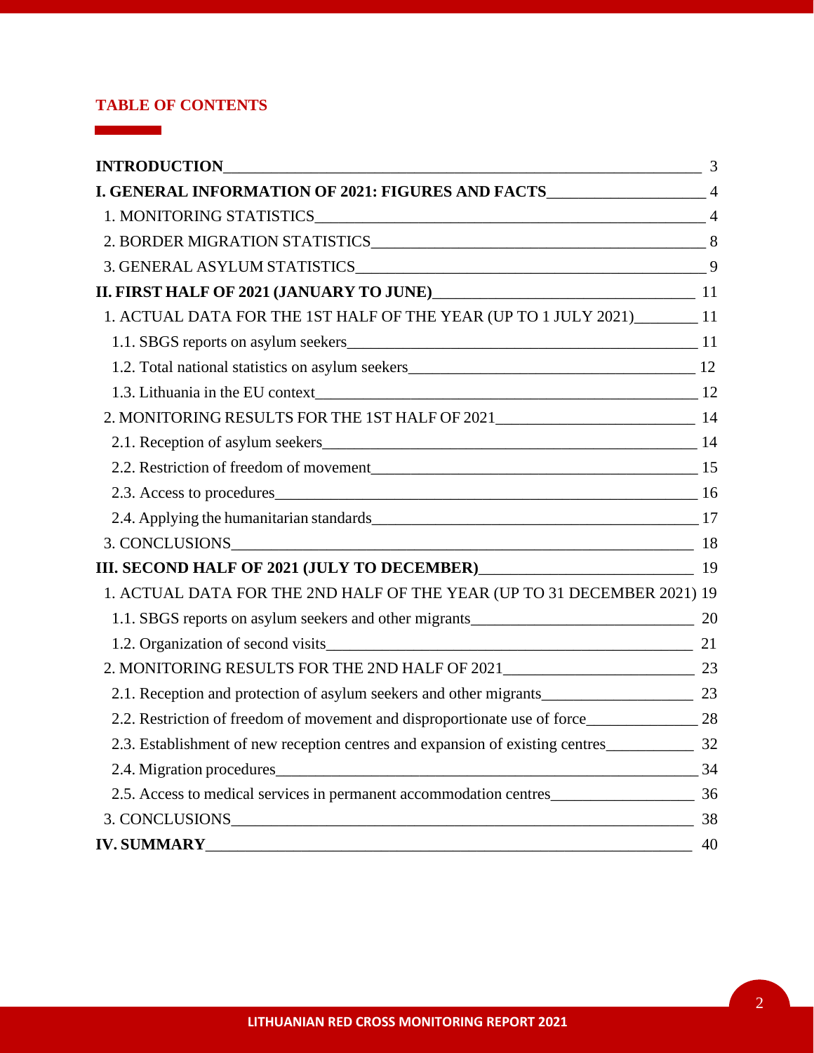## TABLE OF CONTENTS

**INTRODUCTION** 3

**I. GENERAL INFORMATION OF 2021: FIGURES AND FACTS** 4

- 1. MONITORING STATISTICS 4
- 2. BORDER MIGRATION STATISTICS 8
- 3. GENERAL ASYLUM STATISTICS 9

**II. FIRST HALF OF 2021 (JANUARY TO JUNE)** 11

- 1. ACTUAL DATA FOR THE 1ST HALF OF THE YEAR (UP TO 1 JULY 2021) 11
  - 1.1. SBGS reports on asylum seekers 11
  - 1.2. Total national statistics on asylum seekers 12
  - 1.3. Lithuania in the EU context 12
- 2. MONITORING RESULTS FOR THE 1ST HALF OF 2021 14
  - 2.1. Reception of asylum seekers 14
  - 2.2. Restriction of freedom of movement 15
  - 2.3. Access to procedures 16
  - 2.4. Applying the humanitarian standards 17
- 3. CONCLUSIONS 18

**III. SECOND HALF OF 2021 (JULY TO DECEMBER)** 19

- 1. ACTUAL DATA FOR THE 2ND HALF OF THE YEAR (UP TO 31 DECEMBER 2021) 19
  - 1.1. SBGS reports on asylum seekers and other migrants 20
  - 1.2. Organization of second visits 21
- 2. MONITORING RESULTS FOR THE 2ND HALF OF 2021 23
  - 2.1. Reception and protection of asylum seekers and other migrants 23
  - 2.2. Restriction of freedom of movement and disproportionate use of force 28
  - 2.3. Establishment of new reception centres and expansion of existing centres 32
  - 2.4. Migration procedures 34
  - 2.5. Access to medical services in permanent accommodation centres 36
- 3. CONCLUSIONS 38

**IV. SUMMARY** 40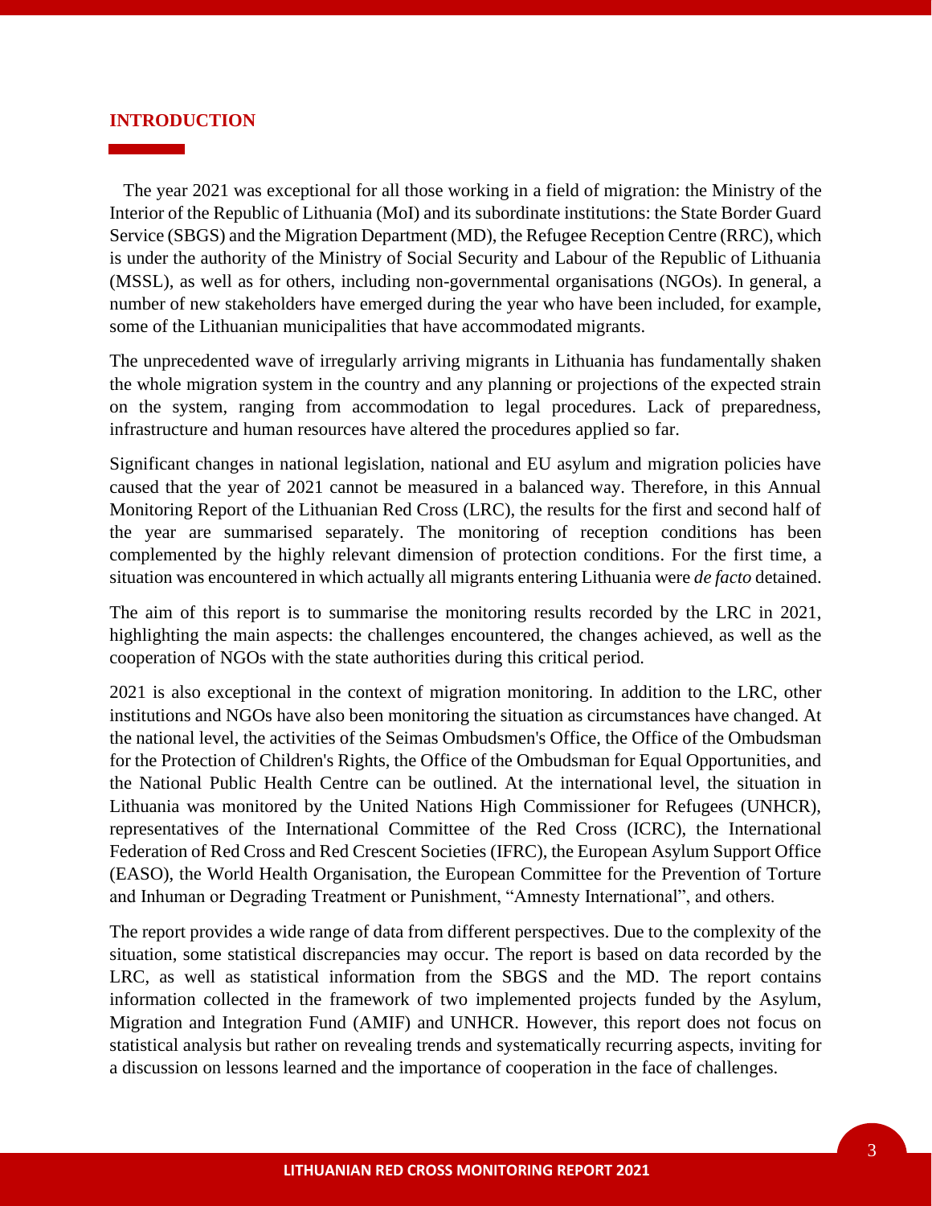## INTRODUCTION

The year 2021 was exceptional for all those working in a field of migration: the Ministry of the Interior of the Republic of Lithuania (MoI) and its subordinate institutions: the State Border Guard Service (SBGS) and the Migration Department (MD), the Refugee Reception Centre (RRC), which is under the authority of the Ministry of Social Security and Labour of the Republic of Lithuania (MSSL), as well as for others, including non-governmental organisations (NGOs). In general, a number of new stakeholders have emerged during the year who have been included, for example, some of the Lithuanian municipalities that have accommodated migrants.

The unprecedented wave of irregularly arriving migrants in Lithuania has fundamentally shaken the whole migration system in the country and any planning or projections of the expected strain on the system, ranging from accommodation to legal procedures. Lack of preparedness, infrastructure and human resources have altered the procedures applied so far.

Significant changes in national legislation, national and EU asylum and migration policies have caused that the year of 2021 cannot be measured in a balanced way. Therefore, in this Annual Monitoring Report of the Lithuanian Red Cross (LRC), the results for the first and second half of the year are summarised separately. The monitoring of reception conditions has been complemented by the highly relevant dimension of protection conditions. For the first time, a situation was encountered in which actually all migrants entering Lithuania were *de facto* detained.

The aim of this report is to summarise the monitoring results recorded by the LRC in 2021, highlighting the main aspects: the challenges encountered, the changes achieved, as well as the cooperation of NGOs with the state authorities during this critical period.

2021 is also exceptional in the context of migration monitoring. In addition to the LRC, other institutions and NGOs have also been monitoring the situation as circumstances have changed. At the national level, the activities of the Seimas Ombudsmen's Office, the Office of the Ombudsman for the Protection of Children's Rights, the Office of the Ombudsman for Equal Opportunities, and the National Public Health Centre can be outlined. At the international level, the situation in Lithuania was monitored by the United Nations High Commissioner for Refugees (UNHCR), representatives of the International Committee of the Red Cross (ICRC), the International Federation of Red Cross and Red Crescent Societies (IFRC), the European Asylum Support Office (EASO), the World Health Organisation, the European Committee for the Prevention of Torture and Inhuman or Degrading Treatment or Punishment, "Amnesty International", and others.

The report provides a wide range of data from different perspectives. Due to the complexity of the situation, some statistical discrepancies may occur. The report is based on data recorded by the LRC, as well as statistical information from the SBGS and the MD. The report contains information collected in the framework of two implemented projects funded by the Asylum, Migration and Integration Fund (AMIF) and UNHCR. However, this report does not focus on statistical analysis but rather on revealing trends and systematically recurring aspects, inviting for a discussion on lessons learned and the importance of cooperation in the face of challenges.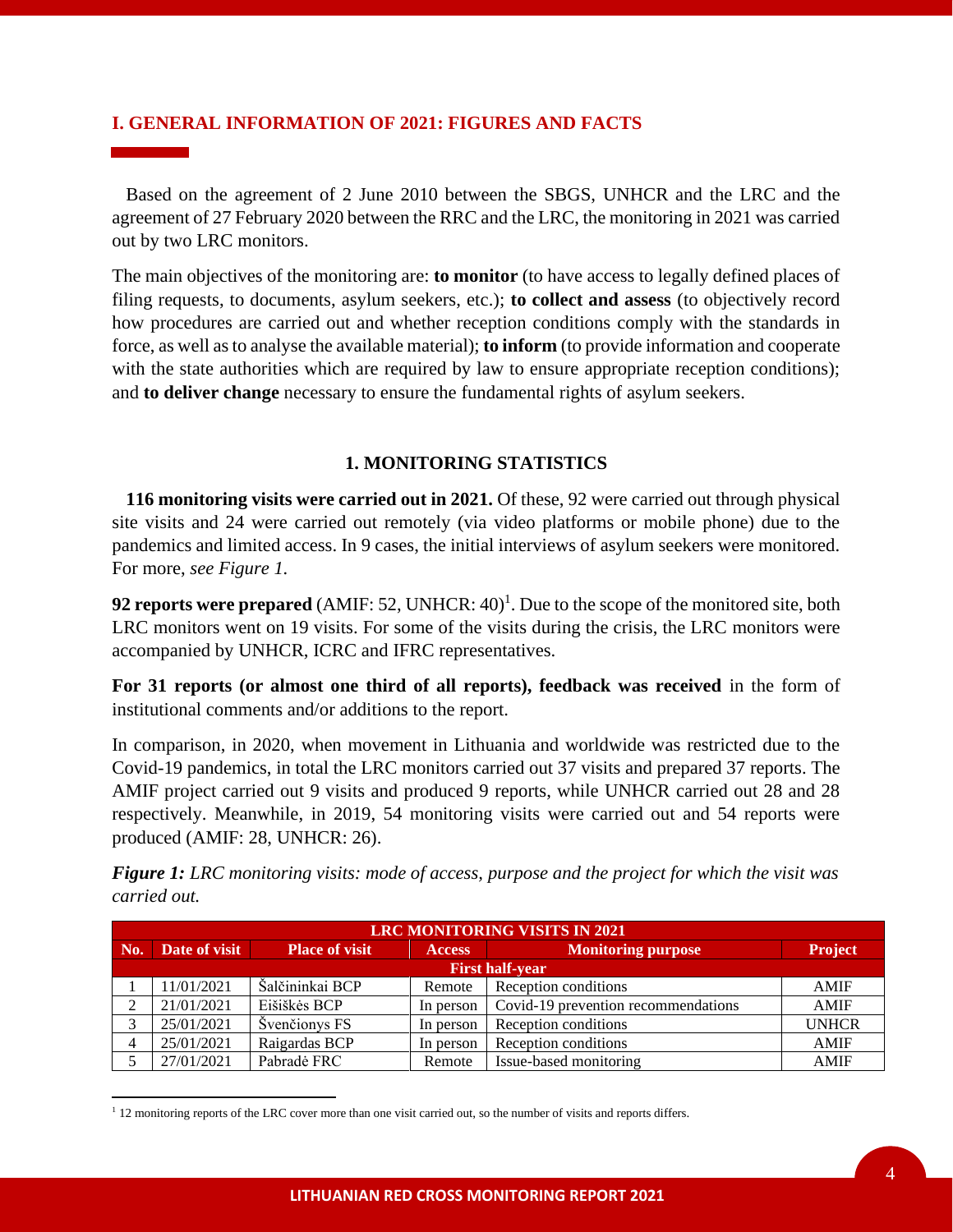## I. GENERAL INFORMATION OF 2021: FIGURES AND FACTS

Based on the agreement of 2 June 2010 between the SBGS, UNHCR and the LRC and the agreement of 27 February 2020 between the RRC and the LRC, the monitoring in 2021 was carried out by two LRC monitors.

The main objectives of the monitoring are: **to monitor** (to have access to legally defined places of filing requests, to documents, asylum seekers, etc.); **to collect and assess** (to objectively record how procedures are carried out and whether reception conditions comply with the standards in force, as well as to analyse the available material); **to inform** (to provide information and cooperate with the state authorities which are required by law to ensure appropriate reception conditions); and **to deliver change** necessary to ensure the fundamental rights of asylum seekers.

### 1. MONITORING STATISTICS

**116 monitoring visits were carried out in 2021.** Of these, 92 were carried out through physical site visits and 24 were carried out remotely (via video platforms or mobile phone) due to the pandemics and limited access. In 9 cases, the initial interviews of asylum seekers were monitored. For more, *see Figure 1.*

**92 reports were prepared** (AMIF: 52, UNHCR: 40)[1]. Due to the scope of the monitored site, both LRC monitors went on 19 visits. For some of the visits during the crisis, the LRC monitors were accompanied by UNHCR, ICRC and IFRC representatives.

**For 31 reports (or almost one third of all reports), feedback was received** in the form of institutional comments and/or additions to the report.

In comparison, in 2020, when movement in Lithuania and worldwide was restricted due to the Covid-19 pandemics, in total the LRC monitors carried out 37 visits and prepared 37 reports. The AMIF project carried out 9 visits and produced 9 reports, while UNHCR carried out 28 and 28 respectively. Meanwhile, in 2019, 54 monitoring visits were carried out and 54 reports were produced (AMIF: 28, UNHCR: 26).

***Figure 1:*** *LRC monitoring visits: mode of access, purpose and the project for which the visit was carried out.*

| LRC MONITORING VISITS IN 2021 | | | | | |
|---|---|---|---|---|---|
| **No.** | **Date of visit** | **Place of visit** | **Access** | **Monitoring purpose** | **Project** |
| **First half-year** | | | | | |
| 1 | 11/01/2021 | Šalčininkai BCP | Remote | Reception conditions | AMIF |
| 2 | 21/01/2021 | Eišiškės BCP | In person | Covid-19 prevention recommendations | AMIF |
| 3 | 25/01/2021 | Švenčionys FS | In person | Reception conditions | UNHCR |
| 4 | 25/01/2021 | Raigardas BCP | In person | Reception conditions | AMIF |
| 5 | 27/01/2021 | Pabradė FRC | Remote | Issue-based monitoring | AMIF |

[1] 12 monitoring reports of the LRC cover more than one visit carried out, so the number of visits and reports differs.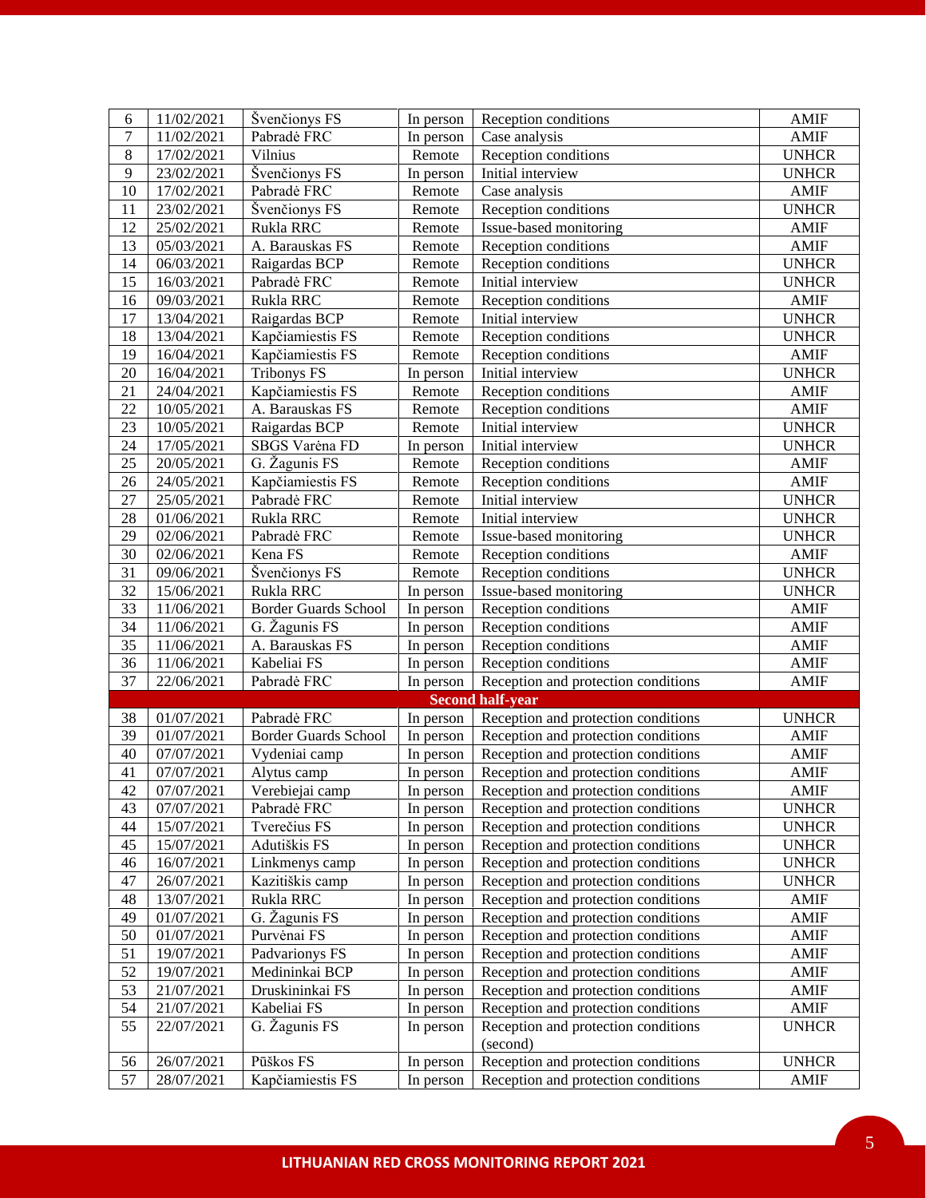| 6 | 11/02/2021 | Švenčionys FS | In person | Reception conditions | AMIF |
|---|---|---|---|---|---|
| 7 | 11/02/2021 | Pabradė FRC | In person | Case analysis | AMIF |
| 8 | 17/02/2021 | Vilnius | Remote | Reception conditions | UNHCR |
| 9 | 23/02/2021 | Švenčionys FS | In person | Initial interview | UNHCR |
| 10 | 17/02/2021 | Pabradė FRC | Remote | Case analysis | AMIF |
| 11 | 23/02/2021 | Švenčionys FS | Remote | Reception conditions | UNHCR |
| 12 | 25/02/2021 | Rukla RRC | Remote | Issue-based monitoring | AMIF |
| 13 | 05/03/2021 | A. Barauskas FS | Remote | Reception conditions | AMIF |
| 14 | 06/03/2021 | Raigardas BCP | Remote | Reception conditions | UNHCR |
| 15 | 16/03/2021 | Pabradė FRC | Remote | Initial interview | UNHCR |
| 16 | 09/03/2021 | Rukla RRC | Remote | Reception conditions | AMIF |
| 17 | 13/04/2021 | Raigardas BCP | Remote | Initial interview | UNHCR |
| 18 | 13/04/2021 | Kapčiamiestis FS | Remote | Reception conditions | UNHCR |
| 19 | 16/04/2021 | Kapčiamiestis FS | Remote | Reception conditions | AMIF |
| 20 | 16/04/2021 | Tribonys FS | In person | Initial interview | UNHCR |
| 21 | 24/04/2021 | Kapčiamiestis FS | Remote | Reception conditions | AMIF |
| 22 | 10/05/2021 | A. Barauskas FS | Remote | Reception conditions | AMIF |
| 23 | 10/05/2021 | Raigardas BCP | Remote | Initial interview | UNHCR |
| 24 | 17/05/2021 | SBGS Varėna FD | In person | Initial interview | UNHCR |
| 25 | 20/05/2021 | G. Žagunis FS | Remote | Reception conditions | AMIF |
| 26 | 24/05/2021 | Kapčiamiestis FS | Remote | Reception conditions | AMIF |
| 27 | 25/05/2021 | Pabradė FRC | Remote | Initial interview | UNHCR |
| 28 | 01/06/2021 | Rukla RRC | Remote | Initial interview | UNHCR |
| 29 | 02/06/2021 | Pabradė FRC | Remote | Issue-based monitoring | UNHCR |
| 30 | 02/06/2021 | Kena FS | Remote | Reception conditions | AMIF |
| 31 | 09/06/2021 | Švenčionys FS | Remote | Reception conditions | UNHCR |
| 32 | 15/06/2021 | Rukla RRC | In person | Issue-based monitoring | UNHCR |
| 33 | 11/06/2021 | Border Guards School | In person | Reception conditions | AMIF |
| 34 | 11/06/2021 | G. Žagunis FS | In person | Reception conditions | AMIF |
| 35 | 11/06/2021 | A. Barauskas FS | In person | Reception conditions | AMIF |
| 36 | 11/06/2021 | Kabeliai FS | In person | Reception conditions | AMIF |
| 37 | 22/06/2021 | Pabradė FRC | In person | Reception and protection conditions | AMIF |
| **Second half-year** | | | | | |
| 38 | 01/07/2021 | Pabradė FRC | In person | Reception and protection conditions | UNHCR |
| 39 | 01/07/2021 | Border Guards School | In person | Reception and protection conditions | AMIF |
| 40 | 07/07/2021 | Vydeniai camp | In person | Reception and protection conditions | AMIF |
| 41 | 07/07/2021 | Alytus camp | In person | Reception and protection conditions | AMIF |
| 42 | 07/07/2021 | Verebiejai camp | In person | Reception and protection conditions | AMIF |
| 43 | 07/07/2021 | Pabradė FRC | In person | Reception and protection conditions | UNHCR |
| 44 | 15/07/2021 | Tverečius FS | In person | Reception and protection conditions | UNHCR |
| 45 | 15/07/2021 | Adutiškis FS | In person | Reception and protection conditions | UNHCR |
| 46 | 16/07/2021 | Linkmenys camp | In person | Reception and protection conditions | UNHCR |
| 47 | 26/07/2021 | Kazitiškis camp | In person | Reception and protection conditions | UNHCR |
| 48 | 13/07/2021 | Rukla RRC | In person | Reception and protection conditions | AMIF |
| 49 | 01/07/2021 | G. Žagunis FS | In person | Reception and protection conditions | AMIF |
| 50 | 01/07/2021 | Purvėnai FS | In person | Reception and protection conditions | AMIF |
| 51 | 19/07/2021 | Padvarionys FS | In person | Reception and protection conditions | AMIF |
| 52 | 19/07/2021 | Medininkai BCP | In person | Reception and protection conditions | AMIF |
| 53 | 21/07/2021 | Druskininkai FS | In person | Reception and protection conditions | AMIF |
| 54 | 21/07/2021 | Kabeliai FS | In person | Reception and protection conditions | AMIF |
| 55 | 22/07/2021 | G. Žagunis FS | In person | Reception and protection conditions (second) | UNHCR |
| 56 | 26/07/2021 | Pūškos FS | In person | Reception and protection conditions | UNHCR |
| 57 | 28/07/2021 | Kapčiamiestis FS | In person | Reception and protection conditions | AMIF |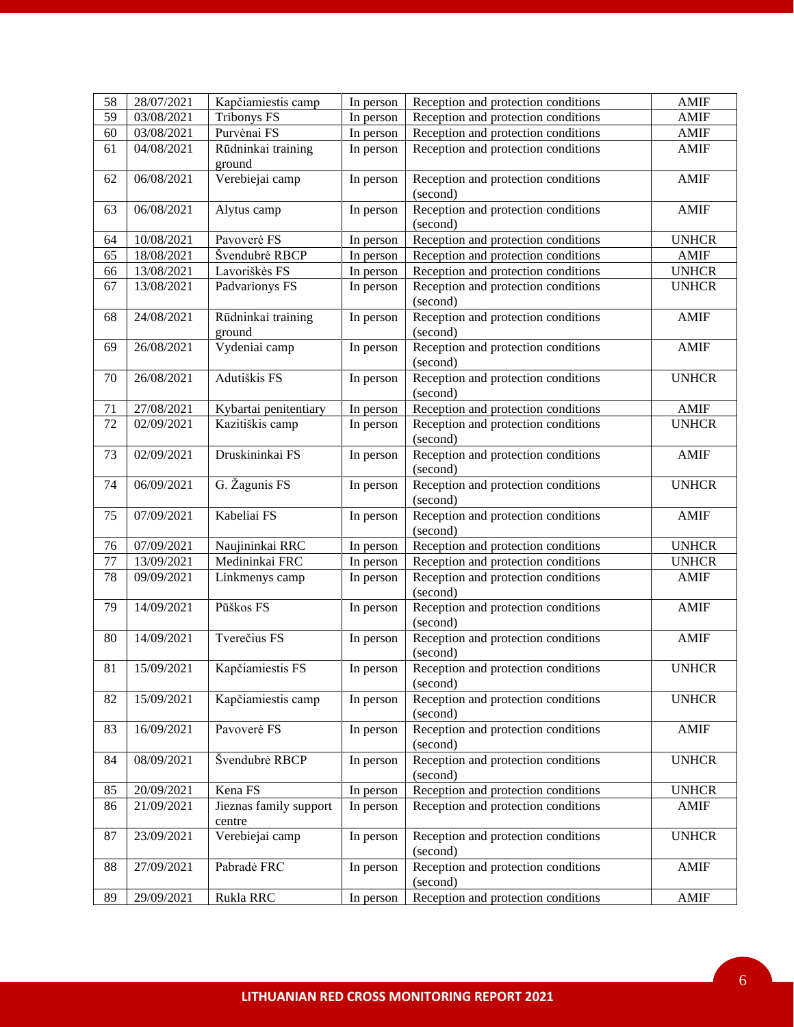| 58 | 28/07/2021 | Kapčiamiestis camp | In person | Reception and protection conditions | AMIF |
|---|---|---|---|---|---|
| 59 | 03/08/2021 | Tribonys FS | In person | Reception and protection conditions | AMIF |
| 60 | 03/08/2021 | Purvėnai FS | In person | Reception and protection conditions | AMIF |
| 61 | 04/08/2021 | Rūdninkai training ground | In person | Reception and protection conditions | AMIF |
| 62 | 06/08/2021 | Verebiejai camp | In person | Reception and protection conditions (second) | AMIF |
| 63 | 06/08/2021 | Alytus camp | In person | Reception and protection conditions (second) | AMIF |
| 64 | 10/08/2021 | Pavoverė FS | In person | Reception and protection conditions | UNHCR |
| 65 | 18/08/2021 | Švendubrė RBCP | In person | Reception and protection conditions | AMIF |
| 66 | 13/08/2021 | Lavoriškės FS | In person | Reception and protection conditions | UNHCR |
| 67 | 13/08/2021 | Padvarionys FS | In person | Reception and protection conditions (second) | UNHCR |
| 68 | 24/08/2021 | Rūdninkai training ground | In person | Reception and protection conditions (second) | AMIF |
| 69 | 26/08/2021 | Vydeniai camp | In person | Reception and protection conditions (second) | AMIF |
| 70 | 26/08/2021 | Adutiškis FS | In person | Reception and protection conditions (second) | UNHCR |
| 71 | 27/08/2021 | Kybartai penitentiary | In person | Reception and protection conditions | AMIF |
| 72 | 02/09/2021 | Kazitiškis camp | In person | Reception and protection conditions (second) | UNHCR |
| 73 | 02/09/2021 | Druskininkai FS | In person | Reception and protection conditions (second) | AMIF |
| 74 | 06/09/2021 | G. Žagunis FS | In person | Reception and protection conditions (second) | UNHCR |
| 75 | 07/09/2021 | Kabeliai FS | In person | Reception and protection conditions (second) | AMIF |
| 76 | 07/09/2021 | Naujininkai RRC | In person | Reception and protection conditions | UNHCR |
| 77 | 13/09/2021 | Medininkai FRC | In person | Reception and protection conditions | UNHCR |
| 78 | 09/09/2021 | Linkmenys camp | In person | Reception and protection conditions (second) | AMIF |
| 79 | 14/09/2021 | Pūškos FS | In person | Reception and protection conditions (second) | AMIF |
| 80 | 14/09/2021 | Tverečius FS | In person | Reception and protection conditions (second) | AMIF |
| 81 | 15/09/2021 | Kapčiamiestis FS | In person | Reception and protection conditions (second) | UNHCR |
| 82 | 15/09/2021 | Kapčiamiestis camp | In person | Reception and protection conditions (second) | UNHCR |
| 83 | 16/09/2021 | Pavoverė FS | In person | Reception and protection conditions (second) | AMIF |
| 84 | 08/09/2021 | Švendubrė RBCP | In person | Reception and protection conditions (second) | UNHCR |
| 85 | 20/09/2021 | Kena FS | In person | Reception and protection conditions | UNHCR |
| 86 | 21/09/2021 | Jieznas family support centre | In person | Reception and protection conditions | AMIF |
| 87 | 23/09/2021 | Verebiejai camp | In person | Reception and protection conditions (second) | UNHCR |
| 88 | 27/09/2021 | Pabradė FRC | In person | Reception and protection conditions (second) | AMIF |
| 89 | 29/09/2021 | Rukla RRC | In person | Reception and protection conditions | AMIF |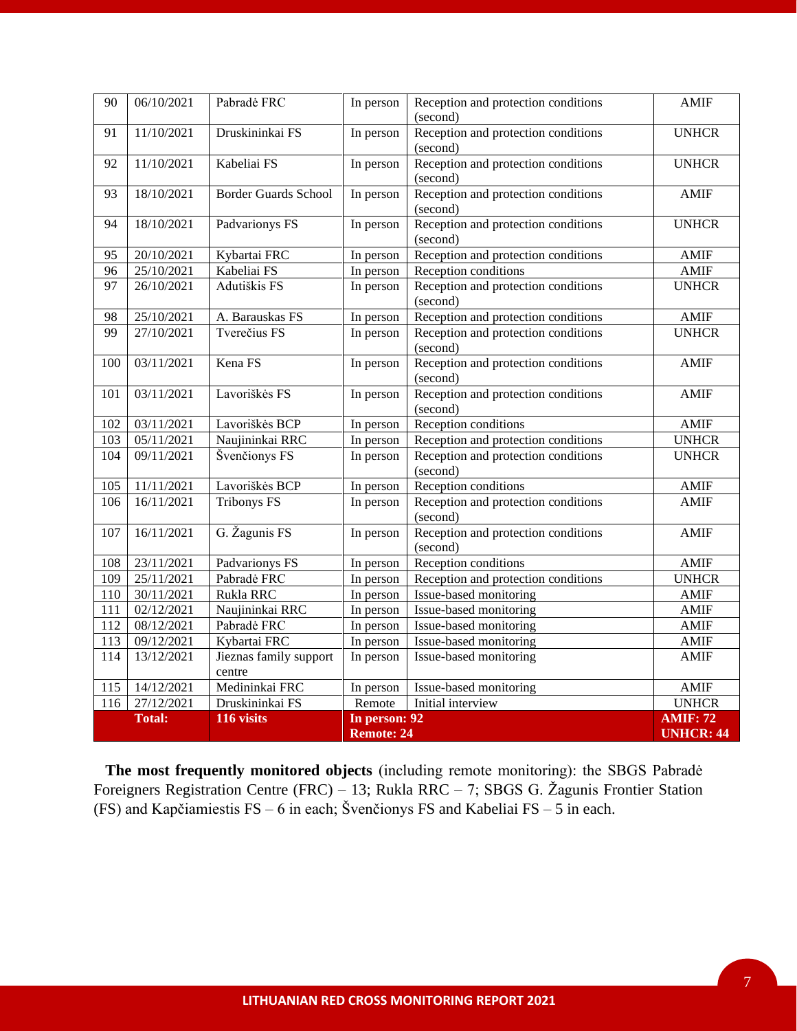| 90 | 06/10/2021 | Pabradė FRC | In person | Reception and protection conditions (second) | AMIF |
|---|---|---|---|---|---|
| 91 | 11/10/2021 | Druskininkai FS | In person | Reception and protection conditions (second) | UNHCR |
| 92 | 11/10/2021 | Kabeliai FS | In person | Reception and protection conditions (second) | UNHCR |
| 93 | 18/10/2021 | Border Guards School | In person | Reception and protection conditions (second) | AMIF |
| 94 | 18/10/2021 | Padvarionys FS | In person | Reception and protection conditions (second) | UNHCR |
| 95 | 20/10/2021 | Kybartai FRC | In person | Reception and protection conditions | AMIF |
| 96 | 25/10/2021 | Kabeliai FS | In person | Reception conditions | AMIF |
| 97 | 26/10/2021 | Adutiškis FS | In person | Reception and protection conditions (second) | UNHCR |
| 98 | 25/10/2021 | A. Barauskas FS | In person | Reception and protection conditions | AMIF |
| 99 | 27/10/2021 | Tverečius FS | In person | Reception and protection conditions (second) | UNHCR |
| 100 | 03/11/2021 | Kena FS | In person | Reception and protection conditions (second) | AMIF |
| 101 | 03/11/2021 | Lavoriškės FS | In person | Reception and protection conditions (second) | AMIF |
| 102 | 03/11/2021 | Lavoriškės BCP | In person | Reception conditions | AMIF |
| 103 | 05/11/2021 | Naujininkai RRC | In person | Reception and protection conditions | UNHCR |
| 104 | 09/11/2021 | Švenčionys FS | In person | Reception and protection conditions (second) | UNHCR |
| 105 | 11/11/2021 | Lavoriškės BCP | In person | Reception conditions | AMIF |
| 106 | 16/11/2021 | Tribonys FS | In person | Reception and protection conditions (second) | AMIF |
| 107 | 16/11/2021 | G. Žagunis FS | In person | Reception and protection conditions (second) | AMIF |
| 108 | 23/11/2021 | Padvarionys FS | In person | Reception conditions | AMIF |
| 109 | 25/11/2021 | Pabradė FRC | In person | Reception and protection conditions | UNHCR |
| 110 | 30/11/2021 | Rukla RRC | In person | Issue-based monitoring | AMIF |
| 111 | 02/12/2021 | Naujininkai RRC | In person | Issue-based monitoring | AMIF |
| 112 | 08/12/2021 | Pabradė FRC | In person | Issue-based monitoring | AMIF |
| 113 | 09/12/2021 | Kybartai FRC | In person | Issue-based monitoring | AMIF |
| 114 | 13/12/2021 | Jieznas family support centre | In person | Issue-based monitoring | AMIF |
| 115 | 14/12/2021 | Medininkai FRC | In person | Issue-based monitoring | AMIF |
| 116 | 27/12/2021 | Druskininkai FS | Remote | Initial interview | UNHCR |
| | **Total:** | **116 visits** | **In person: 92 Remote: 24** | | **AMIF: 72 UNHCR: 44** |

**The most frequently monitored objects** (including remote monitoring): the SBGS Pabradė Foreigners Registration Centre (FRC) – 13; Rukla RRC – 7; SBGS G. Žagunis Frontier Station (FS) and Kapčiamiestis FS – 6 in each; Švenčionys FS and Kabeliai FS – 5 in each.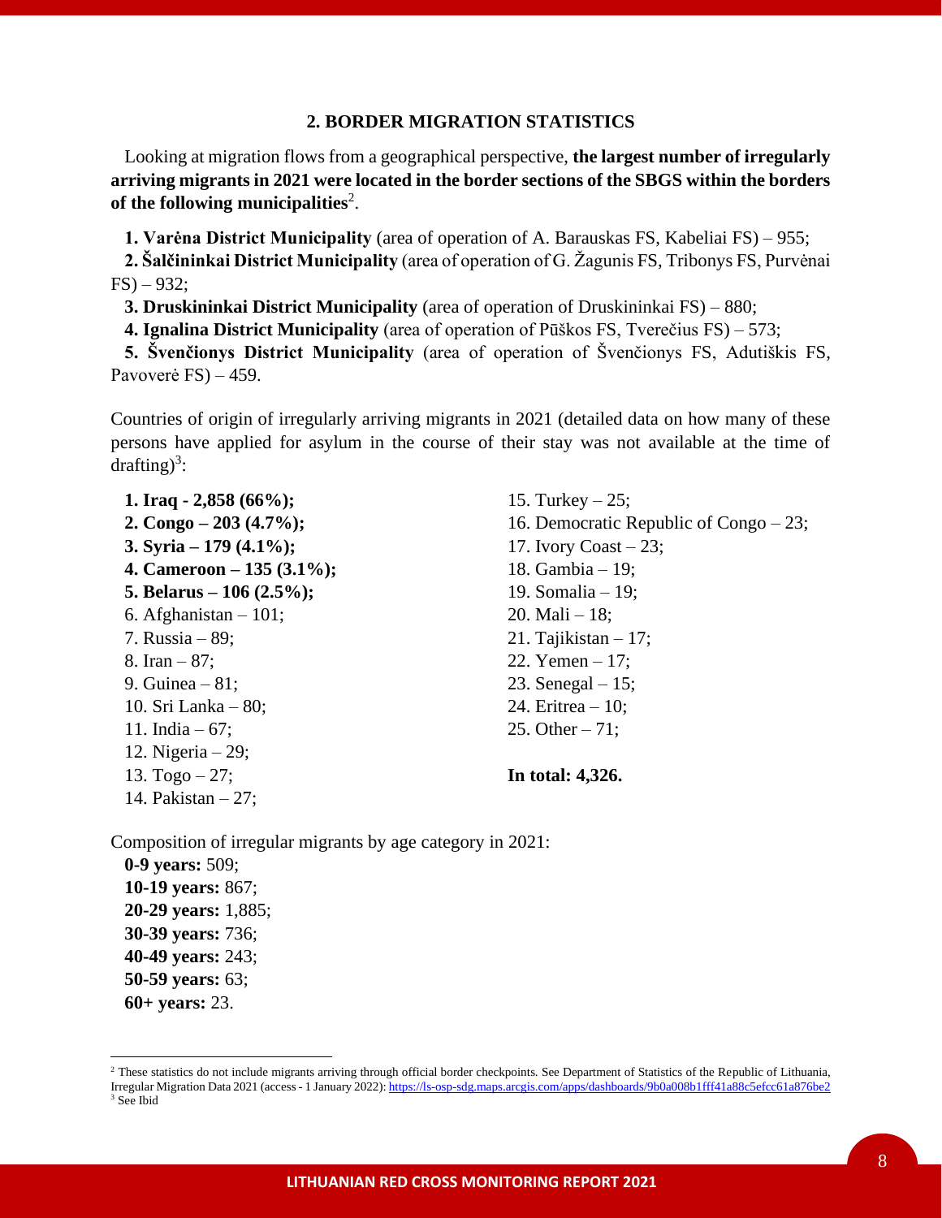## 2. BORDER MIGRATION STATISTICS

Looking at migration flows from a geographical perspective, **the largest number of irregularly arriving migrants in 2021 were located in the border sections of the SBGS within the borders of the following municipalities**[2].

**1. Varėna District Municipality** (area of operation of A. Barauskas FS, Kabeliai FS) – 955;
**2. Šalčininkai District Municipality** (area of operation of G. Žagunis FS, Tribonys FS, Purvėnai FS) – 932;
**3. Druskininkai District Municipality** (area of operation of Druskininkai FS) – 880;
**4. Ignalina District Municipality** (area of operation of Pūškos FS, Tverečius FS) – 573;
**5. Švenčionys District Municipality** (area of operation of Švenčionys FS, Adutiškis FS, Pavoverė FS) – 459.

Countries of origin of irregularly arriving migrants in 2021 (detailed data on how many of these persons have applied for asylum in the course of their stay was not available at the time of drafting)[3]:

1. **Iraq - 2,858 (66%);**
2. **Congo – 203 (4.7%);**
3. **Syria – 179 (4.1%);**
4. **Cameroon – 135 (3.1%);**
5. **Belarus – 106 (2.5%);**
6. Afghanistan – 101;
7. Russia – 89;
8. Iran – 87;
9. Guinea – 81;
10. Sri Lanka – 80;
11. India – 67;
12. Nigeria – 29;
13. Togo – 27;
14. Pakistan – 27;
15. Turkey – 25;
16. Democratic Republic of Congo – 23;
17. Ivory Coast – 23;
18. Gambia – 19;
19. Somalia – 19;
20. Mali – 18;
21. Tajikistan – 17;
22. Yemen – 17;
23. Senegal – 15;
24. Eritrea – 10;
25. Other – 71;

**In total: 4,326.**

Composition of irregular migrants by age category in 2021:
**0-9 years:** 509;
**10-19 years:** 867;
**20-29 years:** 1,885;
**30-39 years:** 736;
**40-49 years:** 243;
**50-59 years:** 63;
**60+ years:** 23.

---

[2] These statistics do not include migrants arriving through official border checkpoints. See Department of Statistics of the Republic of Lithuania, Irregular Migration Data 2021 (access - 1 January 2022): https://ls-osp-sdg.maps.arcgis.com/apps/dashboards/9b0a008b1fff41a88c5efcc61a876be2
[3] See Ibid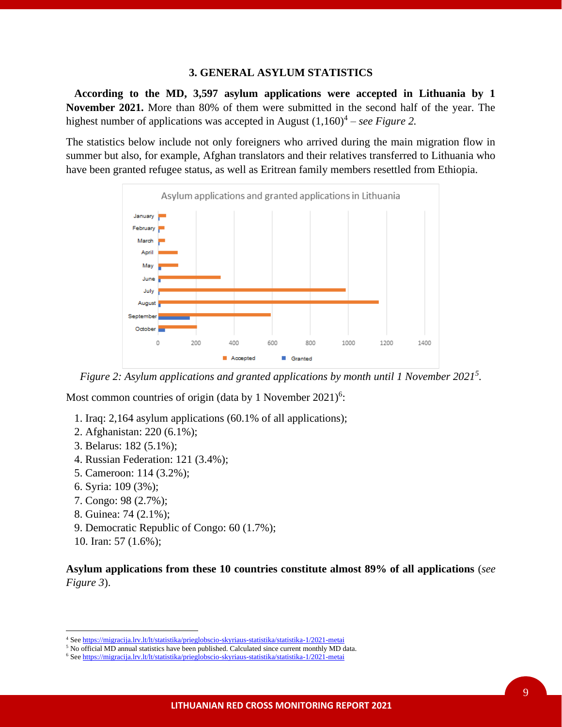## 3. GENERAL ASYLUM STATISTICS

**According to the MD, 3,597 asylum applications were accepted in Lithuania by 1 November 2021.** More than 80% of them were submitted in the second half of the year. The highest number of applications was accepted in August (1,160)[4] – *see Figure 2.*

The statistics below include not only foreigners who arrived during the main migration flow in summer but also, for example, Afghan translators and their relatives transferred to Lithuania who have been granted refugee status, as well as Eritrean family members resettled from Ethiopia.

*Figure 2: Asylum applications and granted applications by month until 1 November 2021[5].*

Most common countries of origin (data by 1 November 2021)[6]:

1. Iraq: 2,164 asylum applications (60.1% of all applications);
2. Afghanistan: 220 (6.1%);
3. Belarus: 182 (5.1%);
4. Russian Federation: 121 (3.4%);
5. Cameroon: 114 (3.2%);
6. Syria: 109 (3%);
7. Congo: 98 (2.7%);
8. Guinea: 74 (2.1%);
9. Democratic Republic of Congo: 60 (1.7%);
10. Iran: 57 (1.6%);

**Asylum applications from these 10 countries constitute almost 89% of all applications** (*see Figure 3*).

---

[4] See https://migracija.lrv.lt/lt/statistika/prieglobscio-skyriaus-statistika/statistika-1/2021-metai
[5] No official MD annual statistics have been published. Calculated since current monthly MD data.
[6] See https://migracija.lrv.lt/lt/statistika/prieglobscio-skyriaus-statistika/statistika-1/2021-metai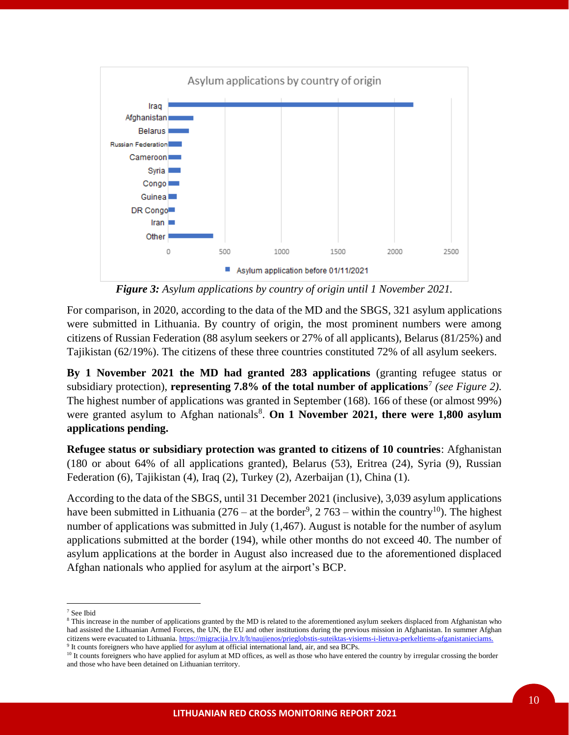*Figure 3: Asylum applications by country of origin until 1 November 2021.*

For comparison, in 2020, according to the data of the MD and the SBGS, 321 asylum applications were submitted in Lithuania. By country of origin, the most prominent numbers were among citizens of Russian Federation (88 asylum seekers or 27% of all applicants), Belarus (81/25%) and Tajikistan (62/19%). The citizens of these three countries constituted 72% of all asylum seekers.

**By 1 November 2021 the MD had granted 283 applications** (granting refugee status or subsidiary protection), **representing 7.8% of the total number of applications**[7] *(see Figure 2).* The highest number of applications was granted in September (168). 166 of these (or almost 99%) were granted asylum to Afghan nationals[8]. **On 1 November 2021, there were 1,800 asylum applications pending.**

**Refugee status or subsidiary protection was granted to citizens of 10 countries**: Afghanistan (180 or about 64% of all applications granted), Belarus (53), Eritrea (24), Syria (9), Russian Federation (6), Tajikistan (4), Iraq (2), Turkey (2), Azerbaijan (1), China (1).

According to the data of the SBGS, until 31 December 2021 (inclusive), 3,039 asylum applications have been submitted in Lithuania (276 – at the border[9], 2 763 – within the country[10]). The highest number of applications was submitted in July (1,467). August is notable for the number of asylum applications submitted at the border (194), while other months do not exceed 40. The number of asylum applications at the border in August also increased due to the aforementioned displaced Afghan nationals who applied for asylum at the airport's BCP.

---

[7] See Ibid

[8] This increase in the number of applications granted by the MD is related to the aforementioned asylum seekers displaced from Afghanistan who had assisted the Lithuanian Armed Forces, the UN, the EU and other institutions during the previous mission in Afghanistan. In summer Afghan citizens were evacuated to Lithuania. https://migracija.lrv.lt/lt/naujienos/prieglobstis-suteiktas-visiems-i-lietuva-perkeltiems-afganistanieciams.

[9] It counts foreigners who have applied for asylum at official international land, air, and sea BCPs.

[10] It counts foreigners who have applied for asylum at MD offices, as well as those who have entered the country by irregular crossing the border and those who have been detained on Lithuanian territory.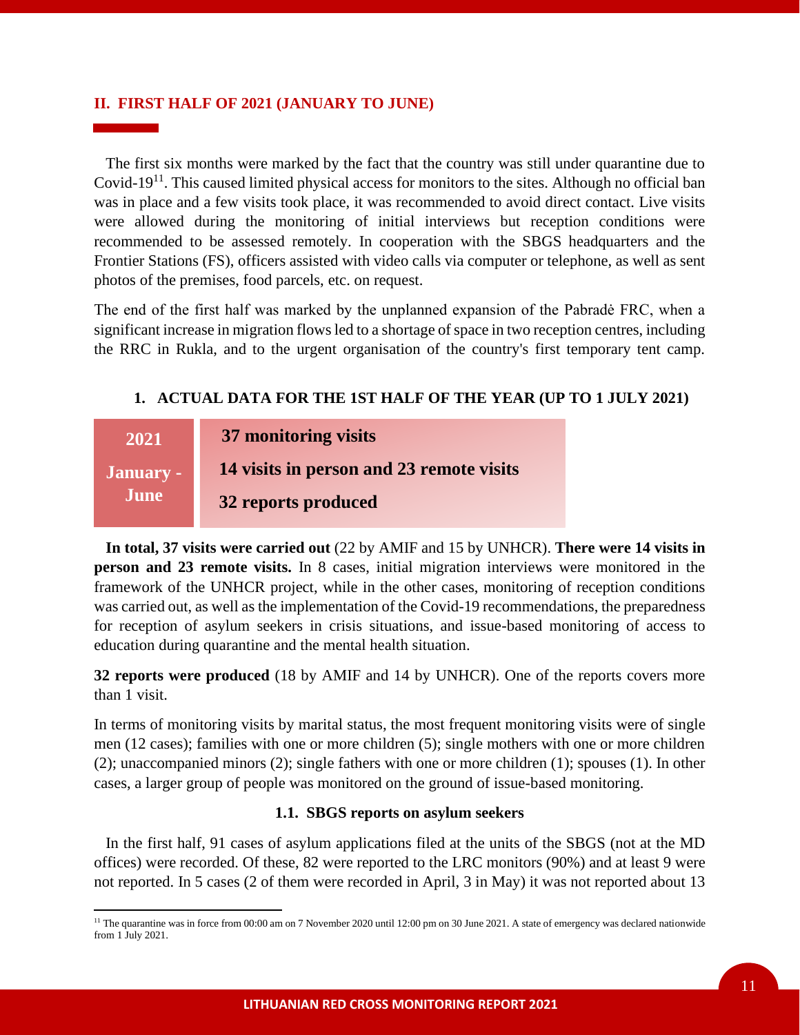## II. FIRST HALF OF 2021 (JANUARY TO JUNE)

The first six months were marked by the fact that the country was still under quarantine due to Covid-19[11]. This caused limited physical access for monitors to the sites. Although no official ban was in place and a few visits took place, it was recommended to avoid direct contact. Live visits were allowed during the monitoring of initial interviews but reception conditions were recommended to be assessed remotely. In cooperation with the SBGS headquarters and the Frontier Stations (FS), officers assisted with video calls via computer or telephone, as well as sent photos of the premises, food parcels, etc. on request.

The end of the first half was marked by the unplanned expansion of the Pabradė FRC, when a significant increase in migration flows led to a shortage of space in two reception centres, including the RRC in Rukla, and to the urgent organisation of the country's first temporary tent camp.

### 1. ACTUAL DATA FOR THE 1ST HALF OF THE YEAR (UP TO 1 JULY 2021)

| 2021 January - June | **37 monitoring visits** |
|---|---|
| | **14 visits in person and 23 remote visits** |
| | **32 reports produced** |

**In total, 37 visits were carried out** (22 by AMIF and 15 by UNHCR). **There were 14 visits in person and 23 remote visits.** In 8 cases, initial migration interviews were monitored in the framework of the UNHCR project, while in the other cases, monitoring of reception conditions was carried out, as well as the implementation of the Covid-19 recommendations, the preparedness for reception of asylum seekers in crisis situations, and issue-based monitoring of access to education during quarantine and the mental health situation.

**32 reports were produced** (18 by AMIF and 14 by UNHCR). One of the reports covers more than 1 visit.

In terms of monitoring visits by marital status, the most frequent monitoring visits were of single men (12 cases); families with one or more children (5); single mothers with one or more children (2); unaccompanied minors (2); single fathers with one or more children (1); spouses (1). In other cases, a larger group of people was monitored on the ground of issue-based monitoring.

#### 1.1. SBGS reports on asylum seekers

In the first half, 91 cases of asylum applications filed at the units of the SBGS (not at the MD offices) were recorded. Of these, 82 were reported to the LRC monitors (90%) and at least 9 were not reported. In 5 cases (2 of them were recorded in April, 3 in May) it was not reported about 13

[11] The quarantine was in force from 00:00 am on 7 November 2020 until 12:00 pm on 30 June 2021. A state of emergency was declared nationwide from 1 July 2021.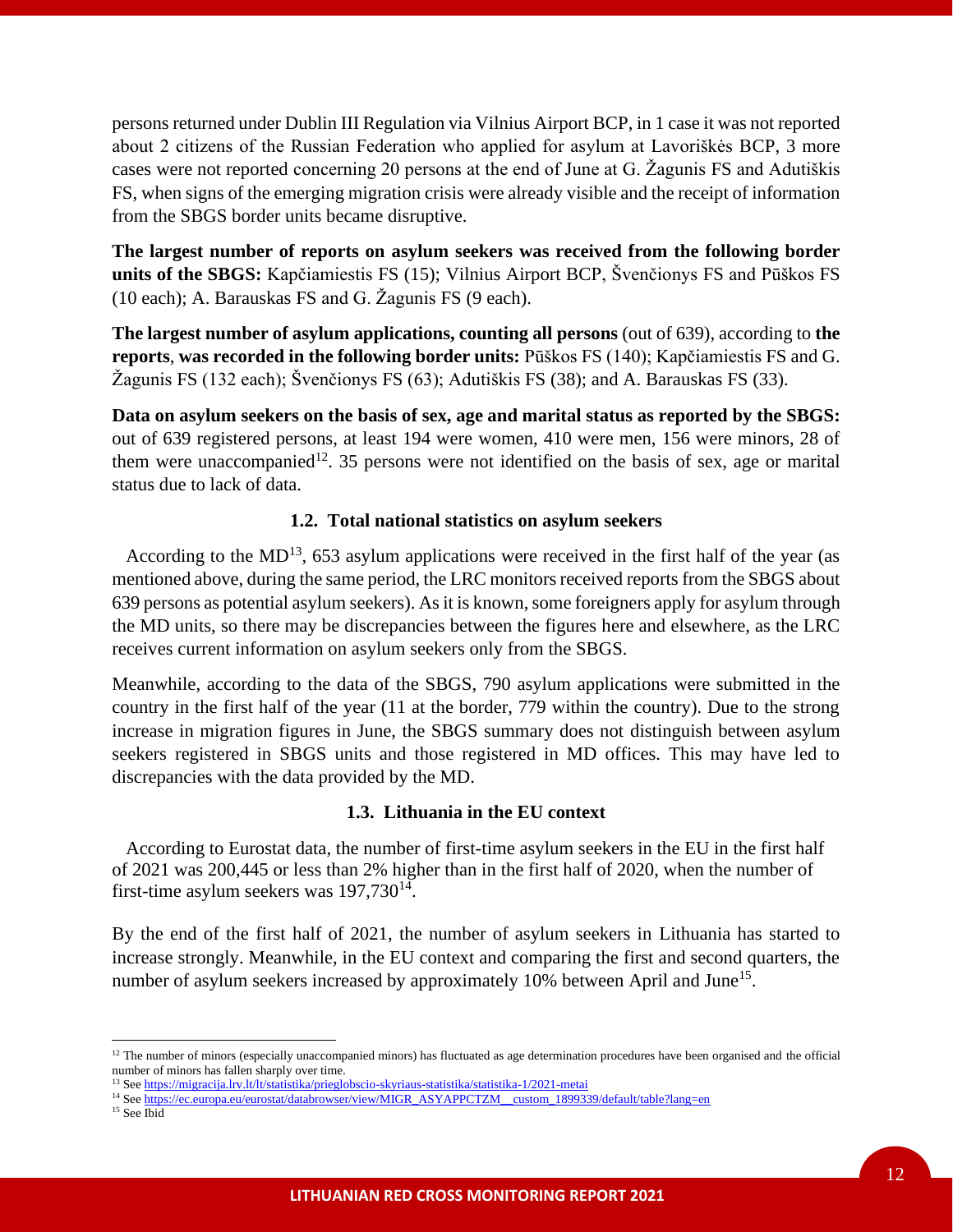persons returned under Dublin III Regulation via Vilnius Airport BCP, in 1 case it was not reported about 2 citizens of the Russian Federation who applied for asylum at Lavoriškės BCP, 3 more cases were not reported concerning 20 persons at the end of June at G. Žagunis FS and Adutiškis FS, when signs of the emerging migration crisis were already visible and the receipt of information from the SBGS border units became disruptive.

**The largest number of reports on asylum seekers was received from the following border units of the SBGS:** Kapčiamiestis FS (15); Vilnius Airport BCP, Švenčionys FS and Pūškos FS (10 each); A. Barauskas FS and G. Žagunis FS (9 each).

**The largest number of asylum applications, counting all persons** (out of 639), according to **the reports**, **was recorded in the following border units:** Pūškos FS (140); Kapčiamiestis FS and G. Žagunis FS (132 each); Švenčionys FS (63); Adutiškis FS (38); and A. Barauskas FS (33).

**Data on asylum seekers on the basis of sex, age and marital status as reported by the SBGS:** out of 639 registered persons, at least 194 were women, 410 were men, 156 were minors, 28 of them were unaccompanied[12]. 35 persons were not identified on the basis of sex, age or marital status due to lack of data.

### 1.2. Total national statistics on asylum seekers

According to the MD[13], 653 asylum applications were received in the first half of the year (as mentioned above, during the same period, the LRC monitors received reports from the SBGS about 639 persons as potential asylum seekers). As it is known, some foreigners apply for asylum through the MD units, so there may be discrepancies between the figures here and elsewhere, as the LRC receives current information on asylum seekers only from the SBGS.

Meanwhile, according to the data of the SBGS, 790 asylum applications were submitted in the country in the first half of the year (11 at the border, 779 within the country). Due to the strong increase in migration figures in June, the SBGS summary does not distinguish between asylum seekers registered in SBGS units and those registered in MD offices. This may have led to discrepancies with the data provided by the MD.

### 1.3. Lithuania in the EU context

According to Eurostat data, the number of first-time asylum seekers in the EU in the first half of 2021 was 200,445 or less than 2% higher than in the first half of 2020, when the number of first-time asylum seekers was 197,730[14].

By the end of the first half of 2021, the number of asylum seekers in Lithuania has started to increase strongly. Meanwhile, in the EU context and comparing the first and second quarters, the number of asylum seekers increased by approximately 10% between April and June[15].

---

[12] The number of minors (especially unaccompanied minors) has fluctuated as age determination procedures have been organised and the official number of minors has fallen sharply over time.

[13] See https://migracija.lrv.lt/lt/statistika/prieglobscio-skyriaus-statistika/statistika-1/2021-metai

[14] See https://ec.europa.eu/eurostat/databrowser/view/MIGR_ASYAPPCTZM__custom_1899339/default/table?lang=en

[15] See Ibid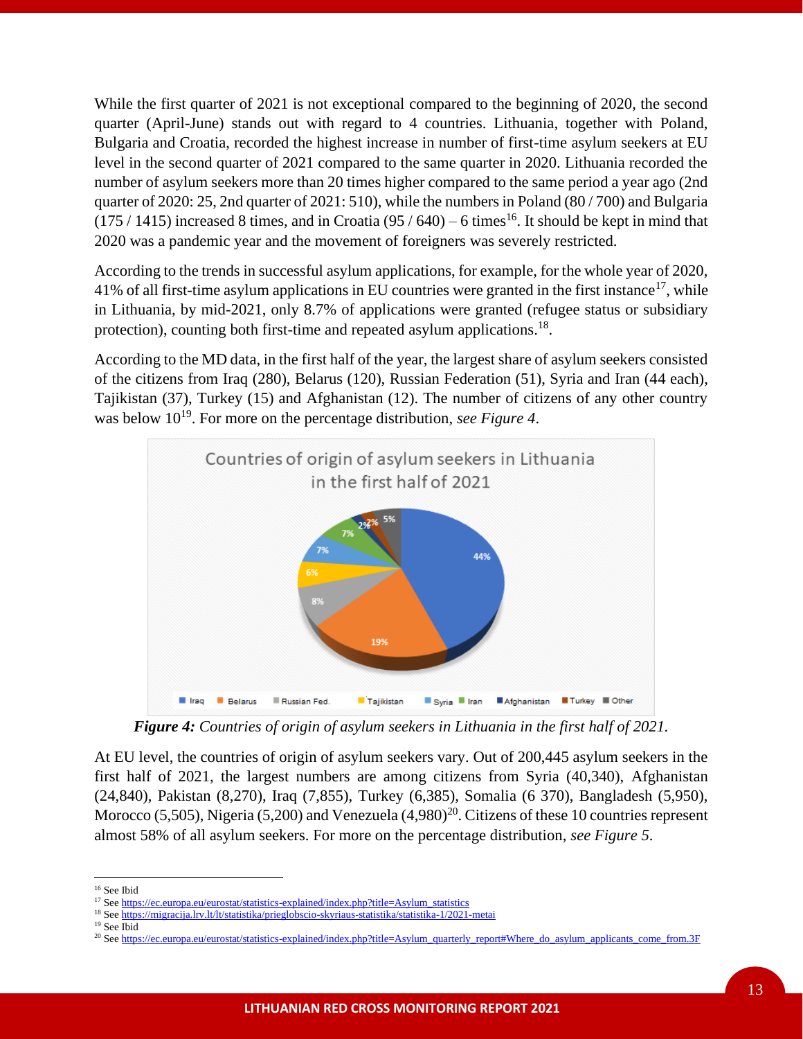While the first quarter of 2021 is not exceptional compared to the beginning of 2020, the second quarter (April-June) stands out with regard to 4 countries. Lithuania, together with Poland, Bulgaria and Croatia, recorded the highest increase in number of first-time asylum seekers at EU level in the second quarter of 2021 compared to the same quarter in 2020. Lithuania recorded the number of asylum seekers more than 20 times higher compared to the same period a year ago (2nd quarter of 2020: 25, 2nd quarter of 2021: 510), while the numbers in Poland (80 / 700) and Bulgaria (175 / 1415) increased 8 times, and in Croatia (95 / 640) – 6 times[16]. It should be kept in mind that 2020 was a pandemic year and the movement of foreigners was severely restricted.

According to the trends in successful asylum applications, for example, for the whole year of 2020, 41% of all first-time asylum applications in EU countries were granted in the first instance[17], while in Lithuania, by mid-2021, only 8.7% of applications were granted (refugee status or subsidiary protection), counting both first-time and repeated asylum applications.[18].

According to the MD data, in the first half of the year, the largest share of asylum seekers consisted of the citizens from Iraq (280), Belarus (120), Russian Federation (51), Syria and Iran (44 each), Tajikistan (37), Turkey (15) and Afghanistan (12). The number of citizens of any other country was below 10[19]. For more on the percentage distribution, *see Figure 4*.

Countries of origin of asylum seekers in Lithuania in the first half of 2021

| Country | Share |
|---|---|
| Iraq | 44% |
| Belarus | 19% |
| Russian Fed. | 8% |
| Tajikistan | 6% |
| Syria | 7% |
| Iran | 7% |
| Afghanistan | 2% |
| Turkey | 2% |
| Other | 5% |

***Figure 4:*** *Countries of origin of asylum seekers in Lithuania in the first half of 2021.*

At EU level, the countries of origin of asylum seekers vary. Out of 200,445 asylum seekers in the first half of 2021, the largest numbers are among citizens from Syria (40,340), Afghanistan (24,840), Pakistan (8,270), Iraq (7,855), Turkey (6,385), Somalia (6 370), Bangladesh (5,950), Morocco (5,505), Nigeria (5,200) and Venezuela (4,980)[20]. Citizens of these 10 countries represent almost 58% of all asylum seekers. For more on the percentage distribution, *see Figure 5*.

---

[16] See Ibid

[17] See https://ec.europa.eu/eurostat/statistics-explained/index.php?title=Asylum_statistics

[18] See https://migracija.lrv.lt/lt/statistika/prieglobscio-skyriaus-statistika/statistika-1/2021-metai

[19] See Ibid

[20] See https://ec.europa.eu/eurostat/statistics-explained/index.php?title=Asylum_quarterly_report#Where_do_asylum_applicants_come_from.3F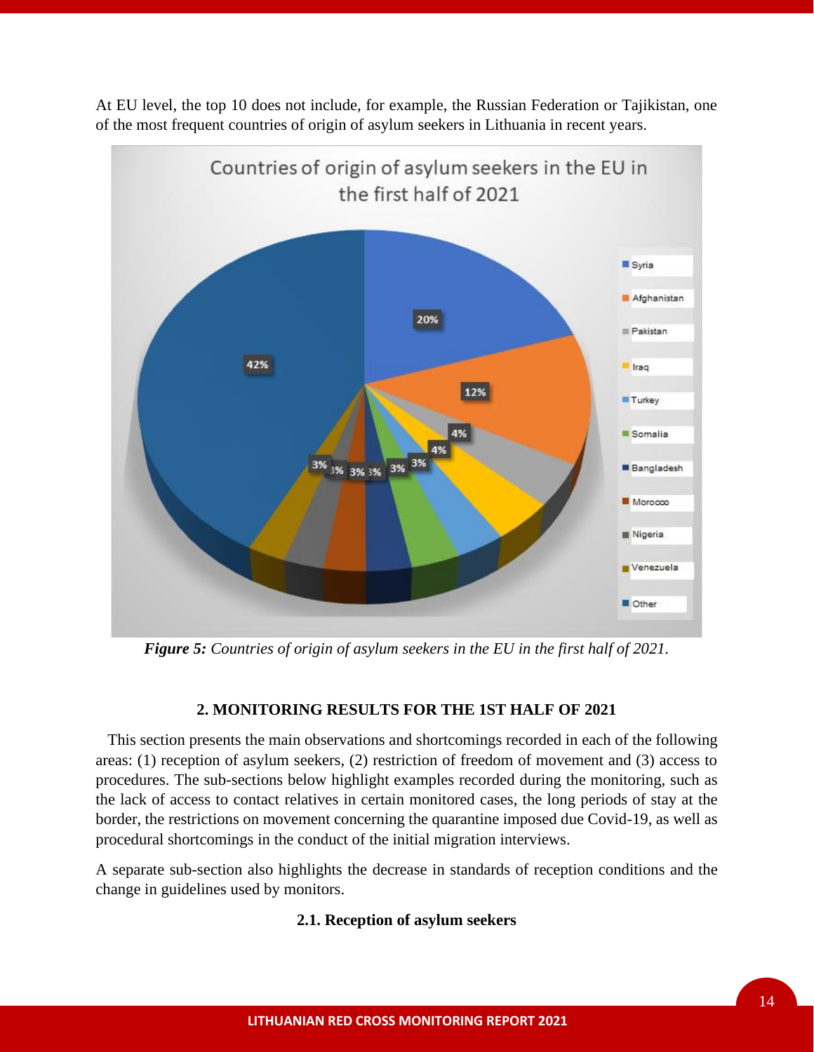At EU level, the top 10 does not include, for example, the Russian Federation or Tajikistan, one of the most frequent countries of origin of asylum seekers in Lithuania in recent years.

***Figure 5:*** *Countries of origin of asylum seekers in the EU in the first half of 2021.*

## 2. MONITORING RESULTS FOR THE 1ST HALF OF 2021

This section presents the main observations and shortcomings recorded in each of the following areas: (1) reception of asylum seekers, (2) restriction of freedom of movement and (3) access to procedures. The sub-sections below highlight examples recorded during the monitoring, such as the lack of access to contact relatives in certain monitored cases, the long periods of stay at the border, the restrictions on movement concerning the quarantine imposed due Covid-19, as well as procedural shortcomings in the conduct of the initial migration interviews.

A separate sub-section also highlights the decrease in standards of reception conditions and the change in guidelines used by monitors.

### 2.1. Reception of asylum seekers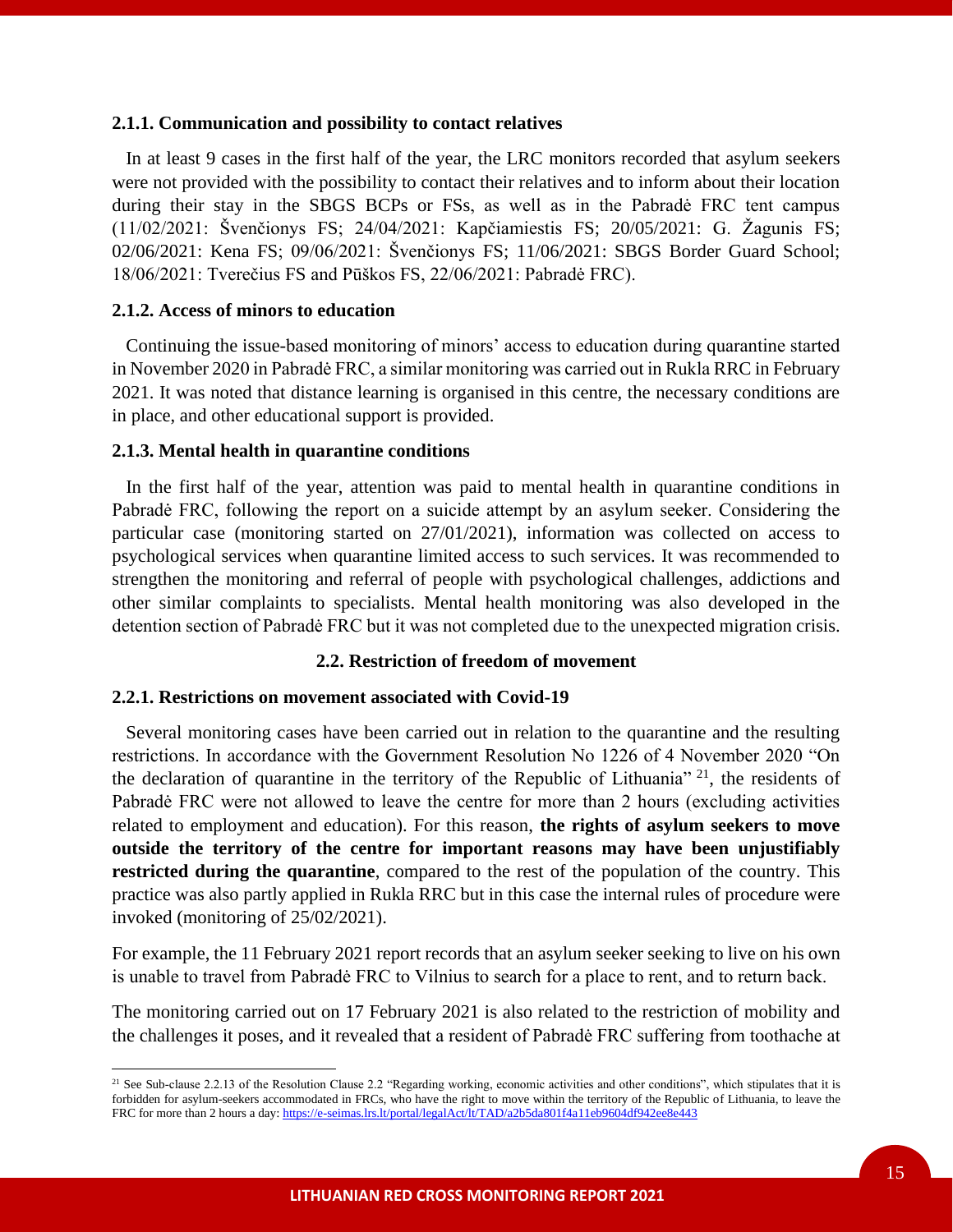### 2.1.1. Communication and possibility to contact relatives

In at least 9 cases in the first half of the year, the LRC monitors recorded that asylum seekers were not provided with the possibility to contact their relatives and to inform about their location during their stay in the SBGS BCPs or FSs, as well as in the Pabradė FRC tent campus (11/02/2021: Švenčionys FS; 24/04/2021: Kapčiamiestis FS; 20/05/2021: G. Žagunis FS; 02/06/2021: Kena FS; 09/06/2021: Švenčionys FS; 11/06/2021: SBGS Border Guard School; 18/06/2021: Tverečius FS and Pūškos FS, 22/06/2021: Pabradė FRC).

### 2.1.2. Access of minors to education

Continuing the issue-based monitoring of minors' access to education during quarantine started in November 2020 in Pabradė FRC, a similar monitoring was carried out in Rukla RRC in February 2021. It was noted that distance learning is organised in this centre, the necessary conditions are in place, and other educational support is provided.

### 2.1.3. Mental health in quarantine conditions

In the first half of the year, attention was paid to mental health in quarantine conditions in Pabradė FRC, following the report on a suicide attempt by an asylum seeker. Considering the particular case (monitoring started on 27/01/2021), information was collected on access to psychological services when quarantine limited access to such services. It was recommended to strengthen the monitoring and referral of people with psychological challenges, addictions and other similar complaints to specialists. Mental health monitoring was also developed in the detention section of Pabradė FRC but it was not completed due to the unexpected migration crisis.

## 2.2. Restriction of freedom of movement

### 2.2.1. Restrictions on movement associated with Covid-19

Several monitoring cases have been carried out in relation to the quarantine and the resulting restrictions. In accordance with the Government Resolution No 1226 of 4 November 2020 "On the declaration of quarantine in the territory of the Republic of Lithuania" [21], the residents of Pabradė FRC were not allowed to leave the centre for more than 2 hours (excluding activities related to employment and education). For this reason, **the rights of asylum seekers to move outside the territory of the centre for important reasons may have been unjustifiably restricted during the quarantine**, compared to the rest of the population of the country. This practice was also partly applied in Rukla RRC but in this case the internal rules of procedure were invoked (monitoring of 25/02/2021).

For example, the 11 February 2021 report records that an asylum seeker seeking to live on his own is unable to travel from Pabradė FRC to Vilnius to search for a place to rent, and to return back.

The monitoring carried out on 17 February 2021 is also related to the restriction of mobility and the challenges it poses, and it revealed that a resident of Pabradė FRC suffering from toothache at

---

[21] See Sub-clause 2.2.13 of the Resolution Clause 2.2 "Regarding working, economic activities and other conditions", which stipulates that it is forbidden for asylum-seekers accommodated in FRCs, who have the right to move within the territory of the Republic of Lithuania, to leave the FRC for more than 2 hours a day: https://e-seimas.lrs.lt/portal/legalAct/lt/TAD/a2b5da801f4a11eb9604df942ee8e443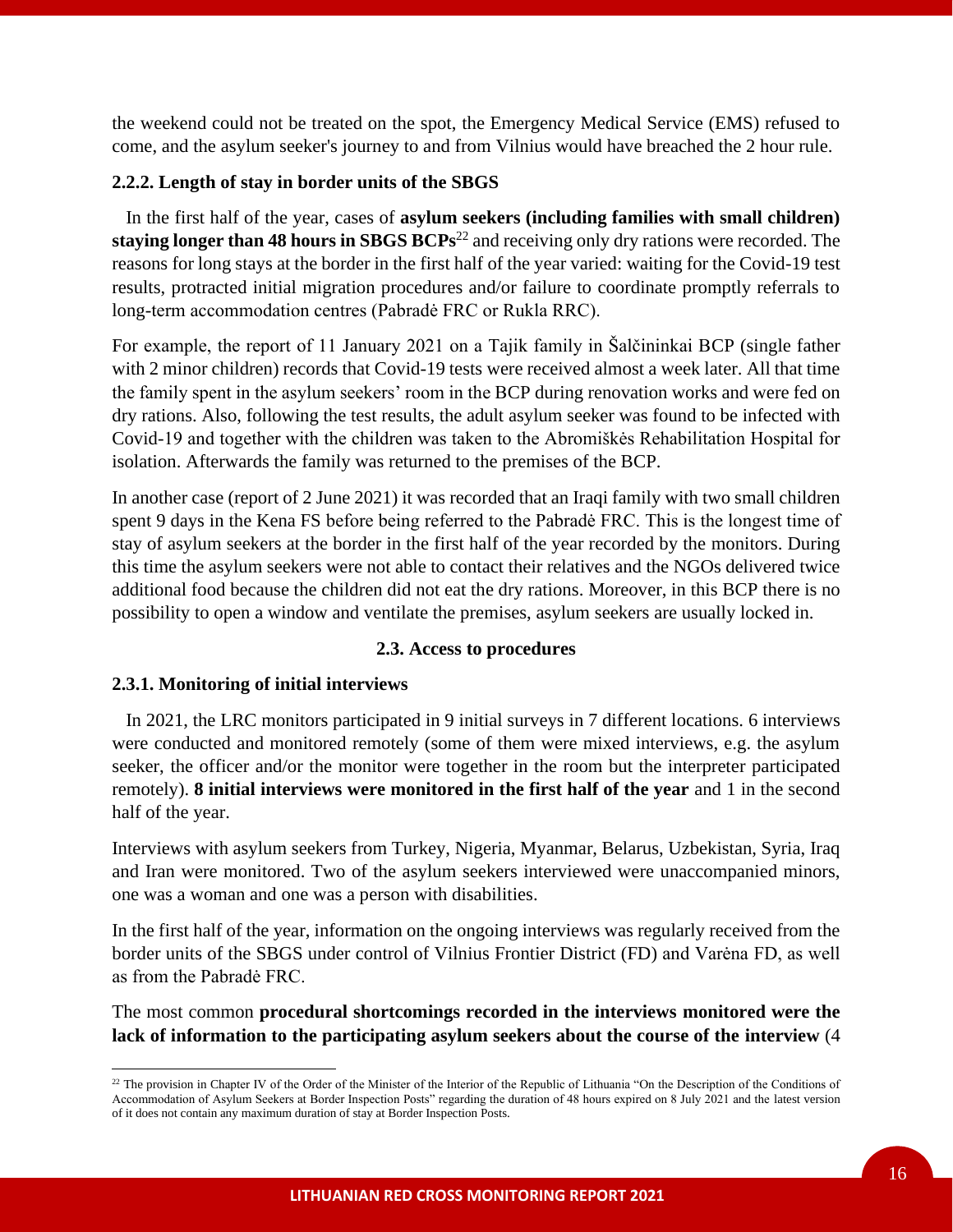the weekend could not be treated on the spot, the Emergency Medical Service (EMS) refused to come, and the asylum seeker's journey to and from Vilnius would have breached the 2 hour rule.

### 2.2.2. Length of stay in border units of the SBGS

In the first half of the year, cases of **asylum seekers (including families with small children) staying longer than 48 hours in SBGS BCPs**[22] and receiving only dry rations were recorded. The reasons for long stays at the border in the first half of the year varied: waiting for the Covid-19 test results, protracted initial migration procedures and/or failure to coordinate promptly referrals to long-term accommodation centres (Pabradė FRC or Rukla RRC).

For example, the report of 11 January 2021 on a Tajik family in Šalčininkai BCP (single father with 2 minor children) records that Covid-19 tests were received almost a week later. All that time the family spent in the asylum seekers' room in the BCP during renovation works and were fed on dry rations. Also, following the test results, the adult asylum seeker was found to be infected with Covid-19 and together with the children was taken to the Abromiškės Rehabilitation Hospital for isolation. Afterwards the family was returned to the premises of the BCP.

In another case (report of 2 June 2021) it was recorded that an Iraqi family with two small children spent 9 days in the Kena FS before being referred to the Pabradė FRC. This is the longest time of stay of asylum seekers at the border in the first half of the year recorded by the monitors. During this time the asylum seekers were not able to contact their relatives and the NGOs delivered twice additional food because the children did not eat the dry rations. Moreover, in this BCP there is no possibility to open a window and ventilate the premises, asylum seekers are usually locked in.

## 2.3. Access to procedures

### 2.3.1. Monitoring of initial interviews

In 2021, the LRC monitors participated in 9 initial surveys in 7 different locations. 6 interviews were conducted and monitored remotely (some of them were mixed interviews, e.g. the asylum seeker, the officer and/or the monitor were together in the room but the interpreter participated remotely). **8 initial interviews were monitored in the first half of the year** and 1 in the second half of the year.

Interviews with asylum seekers from Turkey, Nigeria, Myanmar, Belarus, Uzbekistan, Syria, Iraq and Iran were monitored. Two of the asylum seekers interviewed were unaccompanied minors, one was a woman and one was a person with disabilities.

In the first half of the year, information on the ongoing interviews was regularly received from the border units of the SBGS under control of Vilnius Frontier District (FD) and Varėna FD, as well as from the Pabradė FRC.

The most common **procedural shortcomings recorded in the interviews monitored were the lack of information to the participating asylum seekers about the course of the interview** (4

---

[22] The provision in Chapter IV of the Order of the Minister of the Interior of the Republic of Lithuania "On the Description of the Conditions of Accommodation of Asylum Seekers at Border Inspection Posts" regarding the duration of 48 hours expired on 8 July 2021 and the latest version of it does not contain any maximum duration of stay at Border Inspection Posts.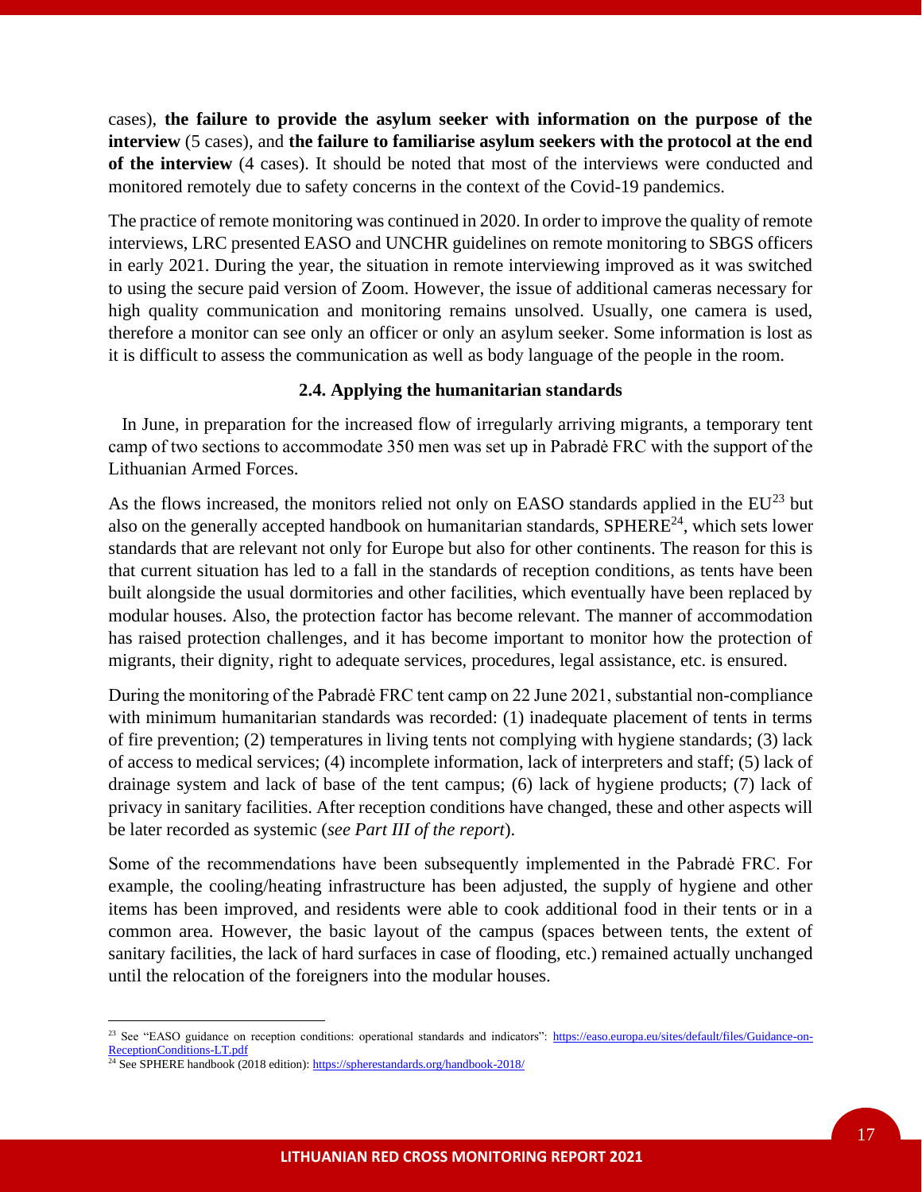cases), **the failure to provide the asylum seeker with information on the purpose of the interview** (5 cases), and **the failure to familiarise asylum seekers with the protocol at the end of the interview** (4 cases). It should be noted that most of the interviews were conducted and monitored remotely due to safety concerns in the context of the Covid-19 pandemics.

The practice of remote monitoring was continued in 2020. In order to improve the quality of remote interviews, LRC presented EASO and UNCHR guidelines on remote monitoring to SBGS officers in early 2021. During the year, the situation in remote interviewing improved as it was switched to using the secure paid version of Zoom. However, the issue of additional cameras necessary for high quality communication and monitoring remains unsolved. Usually, one camera is used, therefore a monitor can see only an officer or only an asylum seeker. Some information is lost as it is difficult to assess the communication as well as body language of the people in the room.

### 2.4. Applying the humanitarian standards

In June, in preparation for the increased flow of irregularly arriving migrants, a temporary tent camp of two sections to accommodate 350 men was set up in Pabradė FRC with the support of the Lithuanian Armed Forces.

As the flows increased, the monitors relied not only on EASO standards applied in the EU[23] but also on the generally accepted handbook on humanitarian standards, SPHERE[24], which sets lower standards that are relevant not only for Europe but also for other continents. The reason for this is that current situation has led to a fall in the standards of reception conditions, as tents have been built alongside the usual dormitories and other facilities, which eventually have been replaced by modular houses. Also, the protection factor has become relevant. The manner of accommodation has raised protection challenges, and it has become important to monitor how the protection of migrants, their dignity, right to adequate services, procedures, legal assistance, etc. is ensured.

During the monitoring of the Pabradė FRC tent camp on 22 June 2021, substantial non-compliance with minimum humanitarian standards was recorded: (1) inadequate placement of tents in terms of fire prevention; (2) temperatures in living tents not complying with hygiene standards; (3) lack of access to medical services; (4) incomplete information, lack of interpreters and staff; (5) lack of drainage system and lack of base of the tent campus; (6) lack of hygiene products; (7) lack of privacy in sanitary facilities. After reception conditions have changed, these and other aspects will be later recorded as systemic (*see Part III of the report*).

Some of the recommendations have been subsequently implemented in the Pabradė FRC. For example, the cooling/heating infrastructure has been adjusted, the supply of hygiene and other items has been improved, and residents were able to cook additional food in their tents or in a common area. However, the basic layout of the campus (spaces between tents, the extent of sanitary facilities, the lack of hard surfaces in case of flooding, etc.) remained actually unchanged until the relocation of the foreigners into the modular houses.

---

[23] See "EASO guidance on reception conditions: operational standards and indicators": https://easo.europa.eu/sites/default/files/Guidance-on-ReceptionConditions-LT.pdf

[24] See SPHERE handbook (2018 edition): https://spherestandards.org/handbook-2018/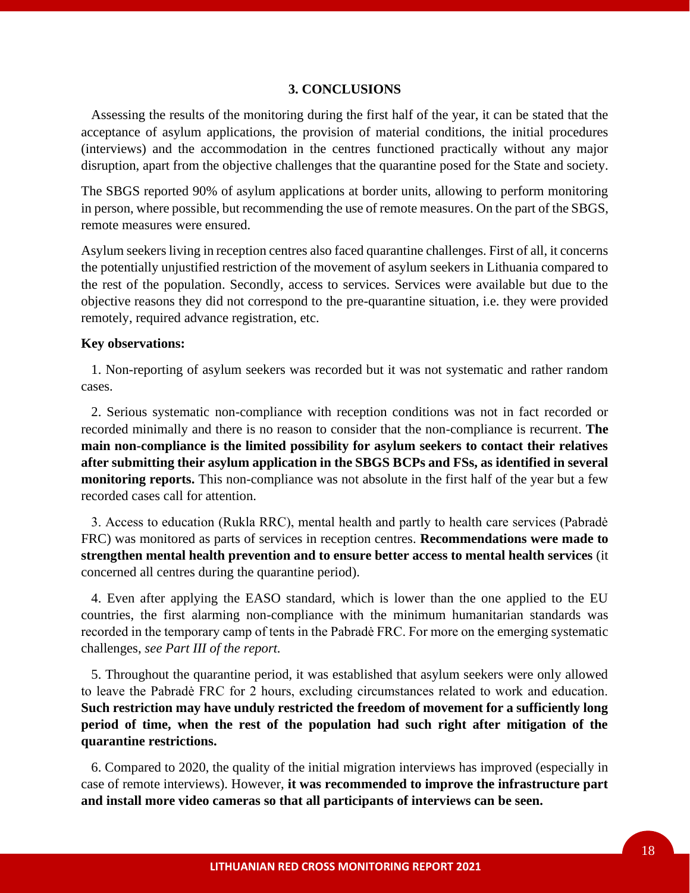## 3. CONCLUSIONS

Assessing the results of the monitoring during the first half of the year, it can be stated that the acceptance of asylum applications, the provision of material conditions, the initial procedures (interviews) and the accommodation in the centres functioned practically without any major disruption, apart from the objective challenges that the quarantine posed for the State and society.

The SBGS reported 90% of asylum applications at border units, allowing to perform monitoring in person, where possible, but recommending the use of remote measures. On the part of the SBGS, remote measures were ensured.

Asylum seekers living in reception centres also faced quarantine challenges. First of all, it concerns the potentially unjustified restriction of the movement of asylum seekers in Lithuania compared to the rest of the population. Secondly, access to services. Services were available but due to the objective reasons they did not correspond to the pre-quarantine situation, i.e. they were provided remotely, required advance registration, etc.

**Key observations:**

1. Non-reporting of asylum seekers was recorded but it was not systematic and rather random cases.

2. Serious systematic non-compliance with reception conditions was not in fact recorded or recorded minimally and there is no reason to consider that the non-compliance is recurrent. **The main non-compliance is the limited possibility for asylum seekers to contact their relatives after submitting their asylum application in the SBGS BCPs and FSs, as identified in several monitoring reports.** This non-compliance was not absolute in the first half of the year but a few recorded cases call for attention.

3. Access to education (Rukla RRC), mental health and partly to health care services (Pabradė FRC) was monitored as parts of services in reception centres. **Recommendations were made to strengthen mental health prevention and to ensure better access to mental health services** (it concerned all centres during the quarantine period).

4. Even after applying the EASO standard, which is lower than the one applied to the EU countries, the first alarming non-compliance with the minimum humanitarian standards was recorded in the temporary camp of tents in the Pabradė FRC. For more on the emerging systematic challenges, *see Part III of the report.*

5. Throughout the quarantine period, it was established that asylum seekers were only allowed to leave the Pabradė FRC for 2 hours, excluding circumstances related to work and education. **Such restriction may have unduly restricted the freedom of movement for a sufficiently long period of time, when the rest of the population had such right after mitigation of the quarantine restrictions.**

6. Compared to 2020, the quality of the initial migration interviews has improved (especially in case of remote interviews). However, **it was recommended to improve the infrastructure part and install more video cameras so that all participants of interviews can be seen.**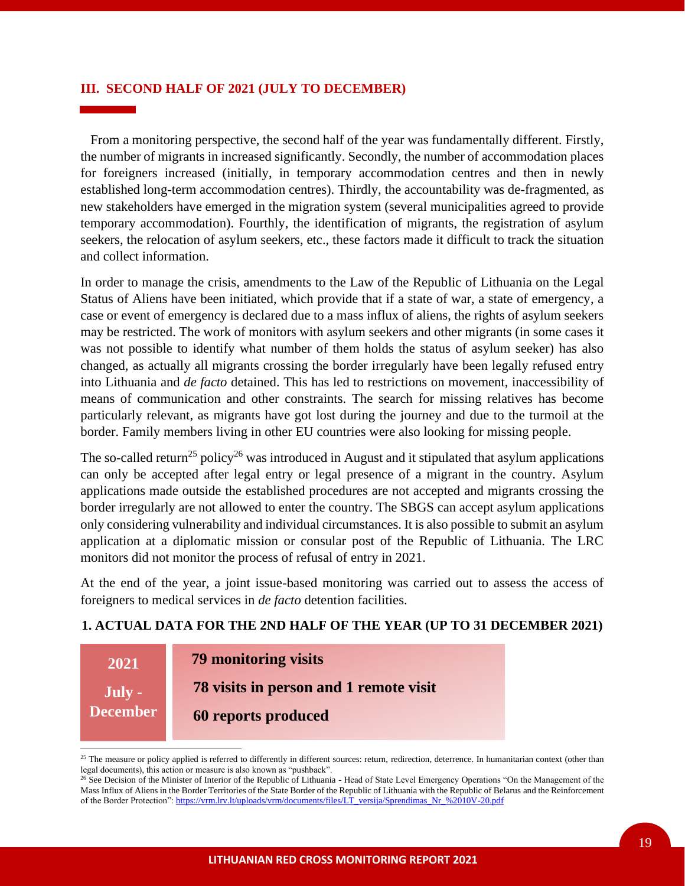## III. SECOND HALF OF 2021 (JULY TO DECEMBER)

From a monitoring perspective, the second half of the year was fundamentally different. Firstly, the number of migrants in increased significantly. Secondly, the number of accommodation places for foreigners increased (initially, in temporary accommodation centres and then in newly established long-term accommodation centres). Thirdly, the accountability was de-fragmented, as new stakeholders have emerged in the migration system (several municipalities agreed to provide temporary accommodation). Fourthly, the identification of migrants, the registration of asylum seekers, the relocation of asylum seekers, etc., these factors made it difficult to track the situation and collect information.

In order to manage the crisis, amendments to the Law of the Republic of Lithuania on the Legal Status of Aliens have been initiated, which provide that if a state of war, a state of emergency, a case or event of emergency is declared due to a mass influx of aliens, the rights of asylum seekers may be restricted. The work of monitors with asylum seekers and other migrants (in some cases it was not possible to identify what number of them holds the status of asylum seeker) has also changed, as actually all migrants crossing the border irregularly have been legally refused entry into Lithuania and *de facto* detained. This has led to restrictions on movement, inaccessibility of means of communication and other constraints. The search for missing relatives has become particularly relevant, as migrants have got lost during the journey and due to the turmoil at the border. Family members living in other EU countries were also looking for missing people.

The so-called return[25] policy[26] was introduced in August and it stipulated that asylum applications can only be accepted after legal entry or legal presence of a migrant in the country. Asylum applications made outside the established procedures are not accepted and migrants crossing the border irregularly are not allowed to enter the country. The SBGS can accept asylum applications only considering vulnerability and individual circumstances. It is also possible to submit an asylum application at a diplomatic mission or consular post of the Republic of Lithuania. The LRC monitors did not monitor the process of refusal of entry in 2021.

At the end of the year, a joint issue-based monitoring was carried out to assess the access of foreigners to medical services in *de facto* detention facilities.

### 1. ACTUAL DATA FOR THE 2ND HALF OF THE YEAR (UP TO 31 DECEMBER 2021)

| 2021 July - December | |
|---|---|
| | **79 monitoring visits** |
| | **78 visits in person and 1 remote visit** |
| | **60 reports produced** |

[25] The measure or policy applied is referred to differently in different sources: return, redirection, deterrence. In humanitarian context (other than legal documents), this action or measure is also known as "pushback".

[26] See Decision of the Minister of Interior of the Republic of Lithuania - Head of State Level Emergency Operations "On the Management of the Mass Influx of Aliens in the Border Territories of the State Border of the Republic of Lithuania with the Republic of Belarus and the Reinforcement of the Border Protection": https://vrm.lrv.lt/uploads/vrm/documents/files/LT_versija/Sprendimas_Nr_%2010V-20.pdf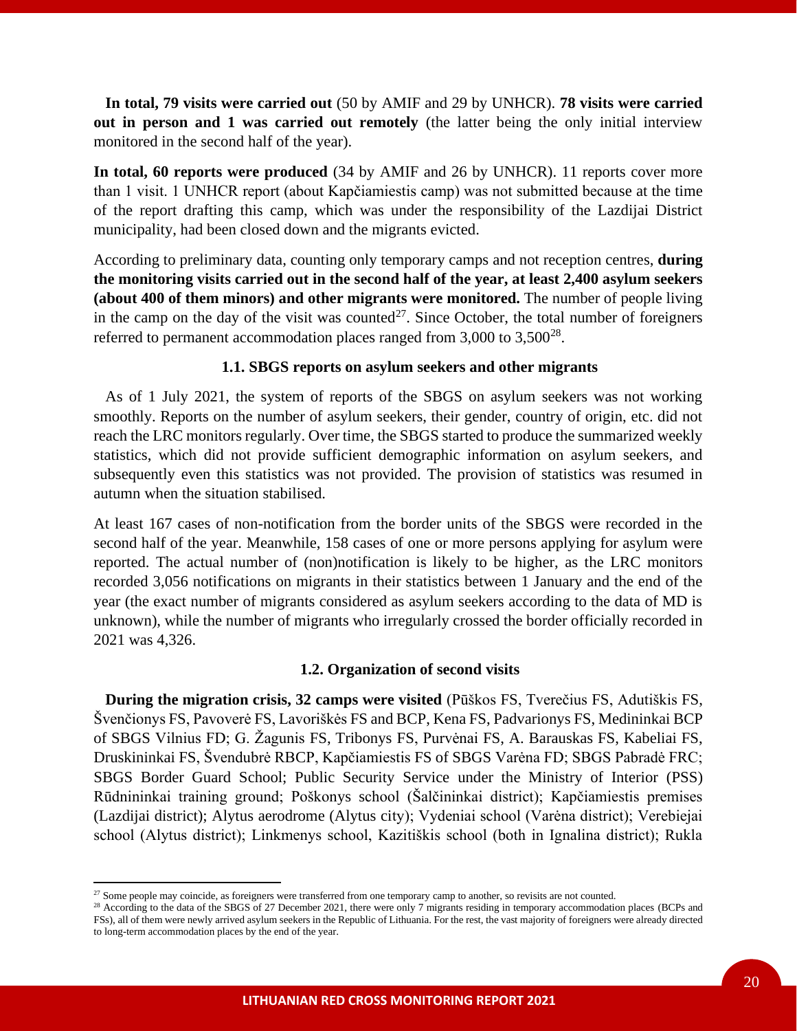**In total, 79 visits were carried out** (50 by AMIF and 29 by UNHCR). **78 visits were carried out in person and 1 was carried out remotely** (the latter being the only initial interview monitored in the second half of the year).

**In total, 60 reports were produced** (34 by AMIF and 26 by UNHCR). 11 reports cover more than 1 visit. 1 UNHCR report (about Kapčiamiestis camp) was not submitted because at the time of the report drafting this camp, which was under the responsibility of the Lazdijai District municipality, had been closed down and the migrants evicted.

According to preliminary data, counting only temporary camps and not reception centres, **during the monitoring visits carried out in the second half of the year, at least 2,400 asylum seekers (about 400 of them minors) and other migrants were monitored.** The number of people living in the camp on the day of the visit was counted[27]. Since October, the total number of foreigners referred to permanent accommodation places ranged from 3,000 to 3,500[28].

### 1.1. SBGS reports on asylum seekers and other migrants

As of 1 July 2021, the system of reports of the SBGS on asylum seekers was not working smoothly. Reports on the number of asylum seekers, their gender, country of origin, etc. did not reach the LRC monitors regularly. Over time, the SBGS started to produce the summarized weekly statistics, which did not provide sufficient demographic information on asylum seekers, and subsequently even this statistics was not provided. The provision of statistics was resumed in autumn when the situation stabilised.

At least 167 cases of non-notification from the border units of the SBGS were recorded in the second half of the year. Meanwhile, 158 cases of one or more persons applying for asylum were reported. The actual number of (non)notification is likely to be higher, as the LRC monitors recorded 3,056 notifications on migrants in their statistics between 1 January and the end of the year (the exact number of migrants considered as asylum seekers according to the data of MD is unknown), while the number of migrants who irregularly crossed the border officially recorded in 2021 was 4,326.

### 1.2. Organization of second visits

**During the migration crisis, 32 camps were visited** (Pūškos FS, Tverečius FS, Adutiškis FS, Švenčionys FS, Pavoverė FS, Lavoriškės FS and BCP, Kena FS, Padvarionys FS, Medininkai BCP of SBGS Vilnius FD; G. Žagunis FS, Tribonys FS, Purvėnai FS, A. Barauskas FS, Kabeliai FS, Druskininkai FS, Švendubrė RBCP, Kapčiamiestis FS of SBGS Varėna FD; SBGS Pabradė FRC; SBGS Border Guard School; Public Security Service under the Ministry of Interior (PSS) Rūdnininkai training ground; Poškonys school (Šalčininkai district); Kapčiamiestis premises (Lazdijai district); Alytus aerodrome (Alytus city); Vydeniai school (Varėna district); Verebiejai school (Alytus district); Linkmenys school, Kazitiškis school (both in Ignalina district); Rukla

---

[27] Some people may coincide, as foreigners were transferred from one temporary camp to another, so revisits are not counted.

[28] According to the data of the SBGS of 27 December 2021, there were only 7 migrants residing in temporary accommodation places (BCPs and FSs), all of them were newly arrived asylum seekers in the Republic of Lithuania. For the rest, the vast majority of foreigners were already directed to long-term accommodation places by the end of the year.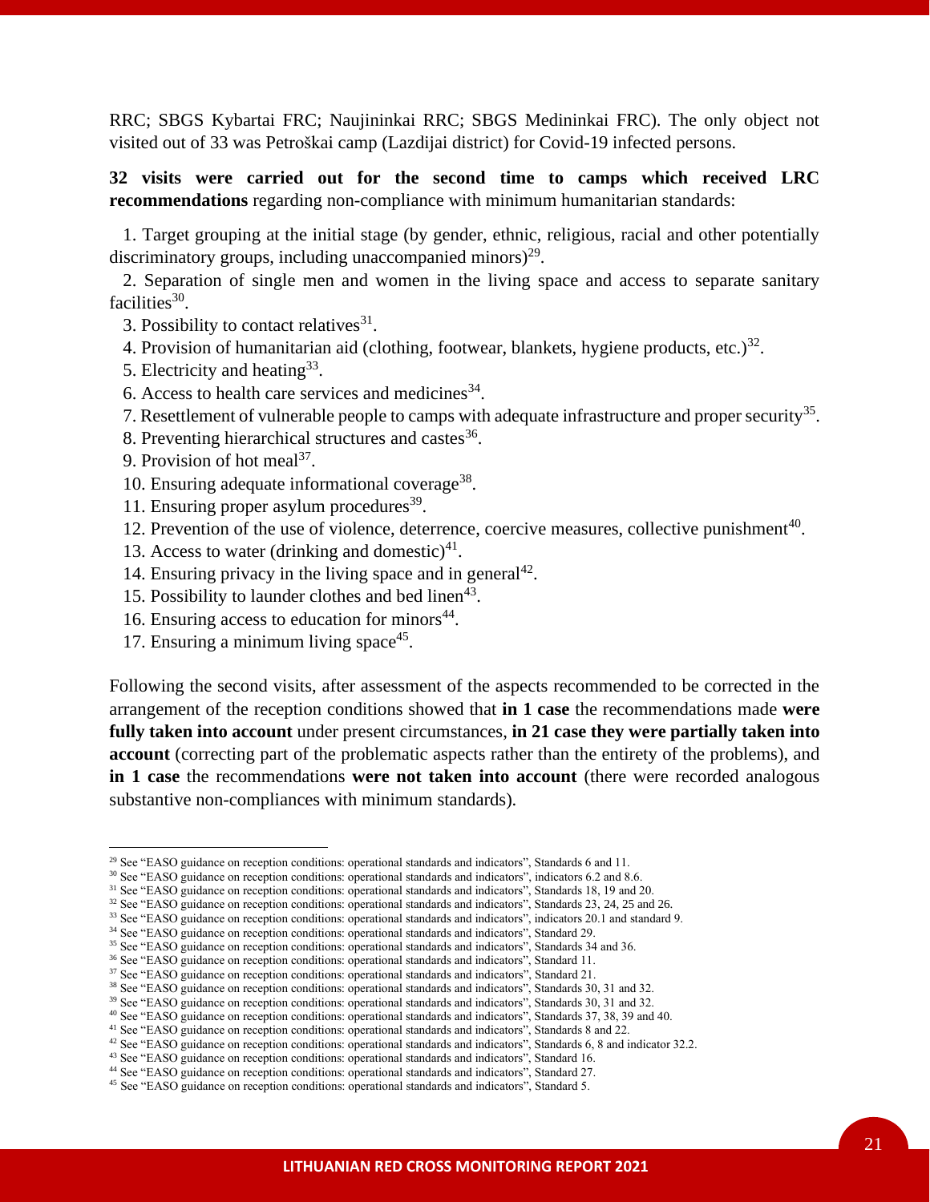RRC; SBGS Kybartai FRC; Naujininkai RRC; SBGS Medininkai FRC). The only object not visited out of 33 was Petroškai camp (Lazdijai district) for Covid-19 infected persons.

**32 visits were carried out for the second time to camps which received LRC recommendations** regarding non-compliance with minimum humanitarian standards:

1. Target grouping at the initial stage (by gender, ethnic, religious, racial and other potentially discriminatory groups, including unaccompanied minors)[29].
2. Separation of single men and women in the living space and access to separate sanitary facilities[30].
3. Possibility to contact relatives[31].
4. Provision of humanitarian aid (clothing, footwear, blankets, hygiene products, etc.)[32].
5. Electricity and heating[33].
6. Access to health care services and medicines[34].
7. Resettlement of vulnerable people to camps with adequate infrastructure and proper security[35].
8. Preventing hierarchical structures and castes[36].
9. Provision of hot meal[37].
10. Ensuring adequate informational coverage[38].
11. Ensuring proper asylum procedures[39].
12. Prevention of the use of violence, deterrence, coercive measures, collective punishment[40].
13. Access to water (drinking and domestic)[41].
14. Ensuring privacy in the living space and in general[42].
15. Possibility to launder clothes and bed linen[43].
16. Ensuring access to education for minors[44].
17. Ensuring a minimum living space[45].

Following the second visits, after assessment of the aspects recommended to be corrected in the arrangement of the reception conditions showed that **in 1 case** the recommendations made **were fully taken into account** under present circumstances, **in 21 case they were partially taken into account** (correcting part of the problematic aspects rather than the entirety of the problems), and **in 1 case** the recommendations **were not taken into account** (there were recorded analogous substantive non-compliances with minimum standards).

---

[29] See "EASO guidance on reception conditions: operational standards and indicators", Standards 6 and 11.
[30] See "EASO guidance on reception conditions: operational standards and indicators", indicators 6.2 and 8.6.
[31] See "EASO guidance on reception conditions: operational standards and indicators", Standards 18, 19 and 20.
[32] See "EASO guidance on reception conditions: operational standards and indicators", Standards 23, 24, 25 and 26.
[33] See "EASO guidance on reception conditions: operational standards and indicators", indicators 20.1 and standard 9.
[34] See "EASO guidance on reception conditions: operational standards and indicators", Standard 29.
[35] See "EASO guidance on reception conditions: operational standards and indicators", Standards 34 and 36.
[36] See "EASO guidance on reception conditions: operational standards and indicators", Standard 11.
[37] See "EASO guidance on reception conditions: operational standards and indicators", Standard 21.
[38] See "EASO guidance on reception conditions: operational standards and indicators", Standards 30, 31 and 32.
[39] See "EASO guidance on reception conditions: operational standards and indicators", Standards 30, 31 and 32.
[40] See "EASO guidance on reception conditions: operational standards and indicators", Standards 37, 38, 39 and 40.
[41] See "EASO guidance on reception conditions: operational standards and indicators", Standards 8 and 22.
[42] See "EASO guidance on reception conditions: operational standards and indicators", Standards 6, 8 and indicator 32.2.
[43] See "EASO guidance on reception conditions: operational standards and indicators", Standard 16.
[44] See "EASO guidance on reception conditions: operational standards and indicators", Standard 27.
[45] See "EASO guidance on reception conditions: operational standards and indicators", Standard 5.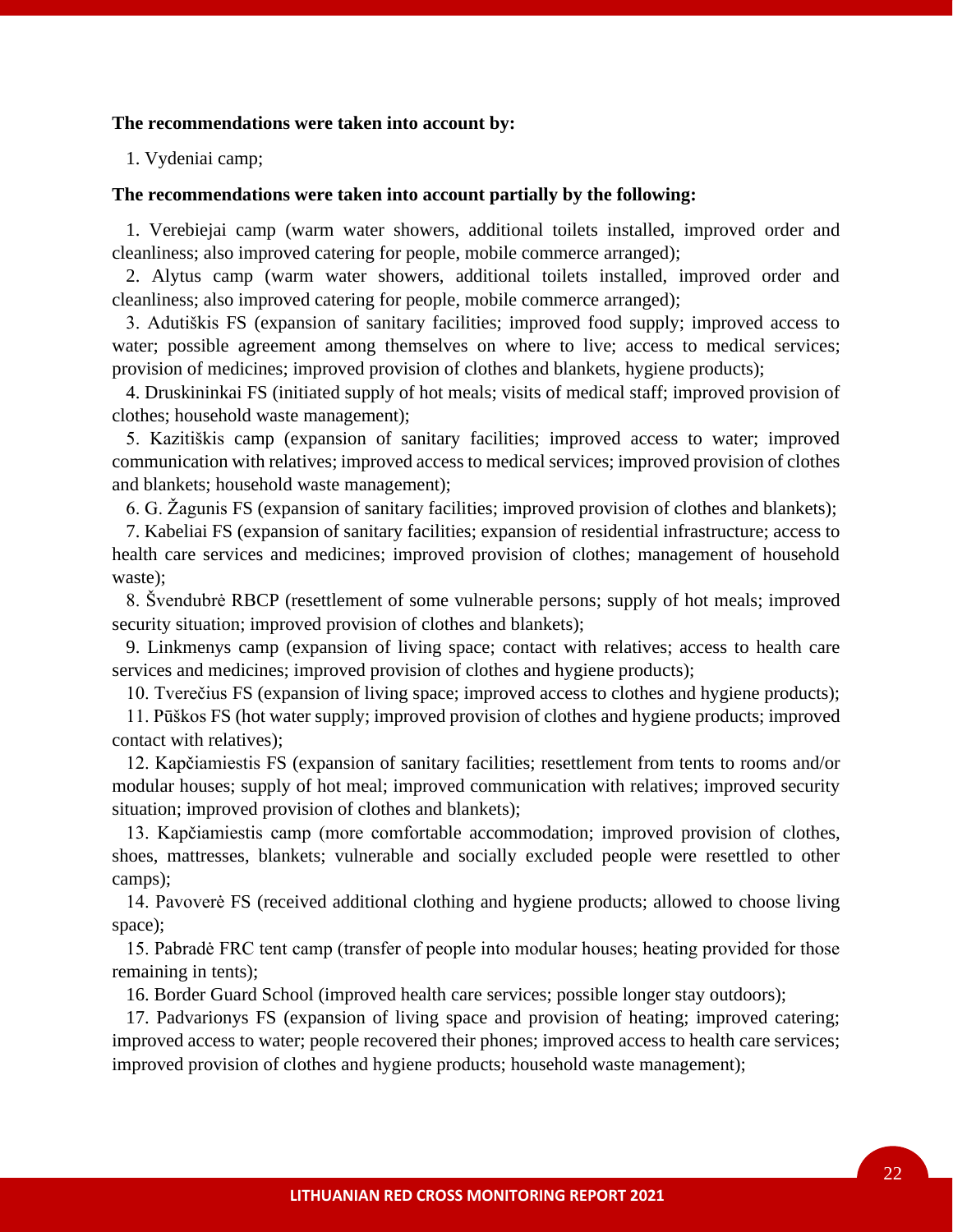**The recommendations were taken into account by:**

1. Vydeniai camp;

**The recommendations were taken into account partially by the following:**

1. Verebiejai camp (warm water showers, additional toilets installed, improved order and cleanliness; also improved catering for people, mobile commerce arranged);
2. Alytus camp (warm water showers, additional toilets installed, improved order and cleanliness; also improved catering for people, mobile commerce arranged);
3. Adutiškis FS (expansion of sanitary facilities; improved food supply; improved access to water; possible agreement among themselves on where to live; access to medical services; provision of medicines; improved provision of clothes and blankets, hygiene products);
4. Druskininkai FS (initiated supply of hot meals; visits of medical staff; improved provision of clothes; household waste management);
5. Kazitiškis camp (expansion of sanitary facilities; improved access to water; improved communication with relatives; improved access to medical services; improved provision of clothes and blankets; household waste management);
6. G. Žagunis FS (expansion of sanitary facilities; improved provision of clothes and blankets);
7. Kabeliai FS (expansion of sanitary facilities; expansion of residential infrastructure; access to health care services and medicines; improved provision of clothes; management of household waste);
8. Švendubrė RBCP (resettlement of some vulnerable persons; supply of hot meals; improved security situation; improved provision of clothes and blankets);
9. Linkmenys camp (expansion of living space; contact with relatives; access to health care services and medicines; improved provision of clothes and hygiene products);
10. Tverečius FS (expansion of living space; improved access to clothes and hygiene products);
11. Pūškos FS (hot water supply; improved provision of clothes and hygiene products; improved contact with relatives);
12. Kapčiamiestis FS (expansion of sanitary facilities; resettlement from tents to rooms and/or modular houses; supply of hot meal; improved communication with relatives; improved security situation; improved provision of clothes and blankets);
13. Kapčiamiestis camp (more comfortable accommodation; improved provision of clothes, shoes, mattresses, blankets; vulnerable and socially excluded people were resettled to other camps);
14. Pavoverė FS (received additional clothing and hygiene products; allowed to choose living space);
15. Pabradė FRC tent camp (transfer of people into modular houses; heating provided for those remaining in tents);
16. Border Guard School (improved health care services; possible longer stay outdoors);
17. Padvarionys FS (expansion of living space and provision of heating; improved catering; improved access to water; people recovered their phones; improved access to health care services; improved provision of clothes and hygiene products; household waste management);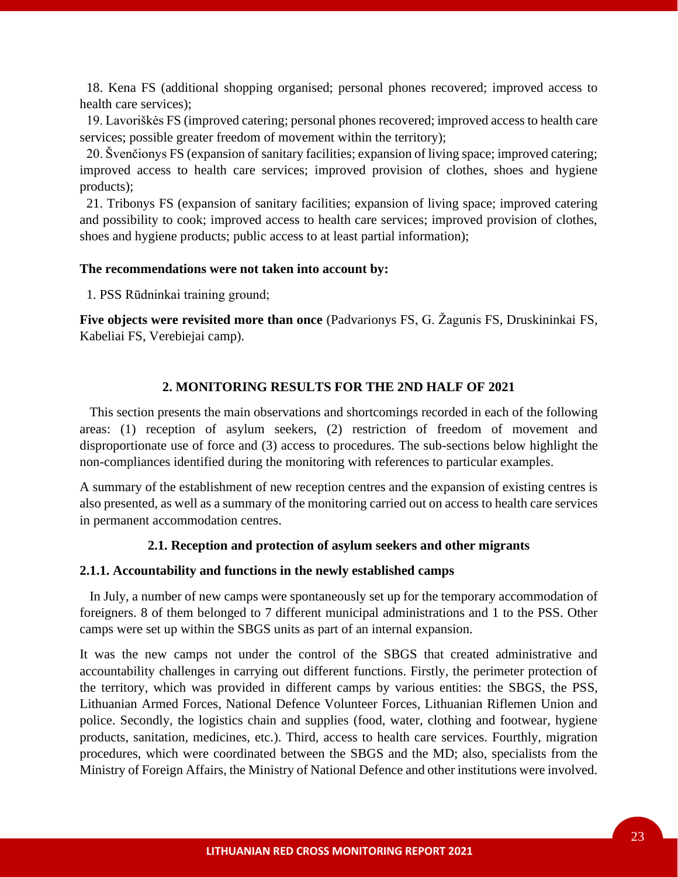18. Kena FS (additional shopping organised; personal phones recovered; improved access to health care services);

19. Lavoriškės FS (improved catering; personal phones recovered; improved access to health care services; possible greater freedom of movement within the territory);

20. Švenčionys FS (expansion of sanitary facilities; expansion of living space; improved catering; improved access to health care services; improved provision of clothes, shoes and hygiene products);

21. Tribonys FS (expansion of sanitary facilities; expansion of living space; improved catering and possibility to cook; improved access to health care services; improved provision of clothes, shoes and hygiene products; public access to at least partial information);

**The recommendations were not taken into account by:**

1. PSS Rūdninkai training ground;

**Five objects were revisited more than once** (Padvarionys FS, G. Žagunis FS, Druskininkai FS, Kabeliai FS, Verebiejai camp).

## 2. MONITORING RESULTS FOR THE 2ND HALF OF 2021

This section presents the main observations and shortcomings recorded in each of the following areas: (1) reception of asylum seekers, (2) restriction of freedom of movement and disproportionate use of force and (3) access to procedures. The sub-sections below highlight the non-compliances identified during the monitoring with references to particular examples.

A summary of the establishment of new reception centres and the expansion of existing centres is also presented, as well as a summary of the monitoring carried out on access to health care services in permanent accommodation centres.

### 2.1. Reception and protection of asylum seekers and other migrants

#### 2.1.1. Accountability and functions in the newly established camps

In July, a number of new camps were spontaneously set up for the temporary accommodation of foreigners. 8 of them belonged to 7 different municipal administrations and 1 to the PSS. Other camps were set up within the SBGS units as part of an internal expansion.

It was the new camps not under the control of the SBGS that created administrative and accountability challenges in carrying out different functions. Firstly, the perimeter protection of the territory, which was provided in different camps by various entities: the SBGS, the PSS, Lithuanian Armed Forces, National Defence Volunteer Forces, Lithuanian Riflemen Union and police. Secondly, the logistics chain and supplies (food, water, clothing and footwear, hygiene products, sanitation, medicines, etc.). Third, access to health care services. Fourthly, migration procedures, which were coordinated between the SBGS and the MD; also, specialists from the Ministry of Foreign Affairs, the Ministry of National Defence and other institutions were involved.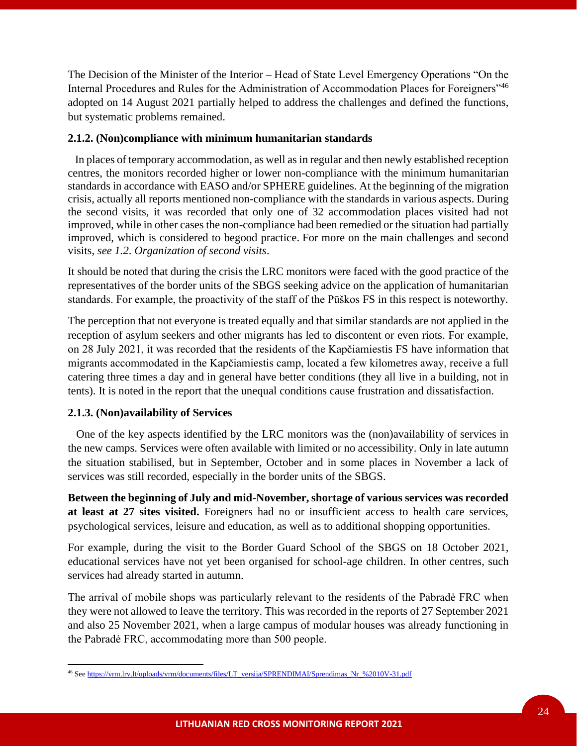The Decision of the Minister of the Interior – Head of State Level Emergency Operations "On the Internal Procedures and Rules for the Administration of Accommodation Places for Foreigners"[46] adopted on 14 August 2021 partially helped to address the challenges and defined the functions, but systematic problems remained.

### 2.1.2. (Non)compliance with minimum humanitarian standards

In places of temporary accommodation, as well as in regular and then newly established reception centres, the monitors recorded higher or lower non-compliance with the minimum humanitarian standards in accordance with EASO and/or SPHERE guidelines. At the beginning of the migration crisis, actually all reports mentioned non-compliance with the standards in various aspects. During the second visits, it was recorded that only one of 32 accommodation places visited had not improved, while in other cases the non-compliance had been remedied or the situation had partially improved, which is considered to begood practice. For more on the main challenges and second visits, *see 1.2. Organization of second visits*.

It should be noted that during the crisis the LRC monitors were faced with the good practice of the representatives of the border units of the SBGS seeking advice on the application of humanitarian standards. For example, the proactivity of the staff of the Pūškos FS in this respect is noteworthy.

The perception that not everyone is treated equally and that similar standards are not applied in the reception of asylum seekers and other migrants has led to discontent or even riots. For example, on 28 July 2021, it was recorded that the residents of the Kapčiamiestis FS have information that migrants accommodated in the Kapčiamiestis camp, located a few kilometres away, receive a full catering three times a day and in general have better conditions (they all live in a building, not in tents). It is noted in the report that the unequal conditions cause frustration and dissatisfaction.

### 2.1.3. (Non)availability of Services

One of the key aspects identified by the LRC monitors was the (non)availability of services in the new camps. Services were often available with limited or no accessibility. Only in late autumn the situation stabilised, but in September, October and in some places in November a lack of services was still recorded, especially in the border units of the SBGS.

**Between the beginning of July and mid-November, shortage of various services was recorded at least at 27 sites visited.** Foreigners had no or insufficient access to health care services, psychological services, leisure and education, as well as to additional shopping opportunities.

For example, during the visit to the Border Guard School of the SBGS on 18 October 2021, educational services have not yet been organised for school-age children. In other centres, such services had already started in autumn.

The arrival of mobile shops was particularly relevant to the residents of the Pabradė FRC when they were not allowed to leave the territory. This was recorded in the reports of 27 September 2021 and also 25 November 2021, when a large campus of modular houses was already functioning in the Pabradė FRC, accommodating more than 500 people.

---

[46] See https://vrm.lrv.lt/uploads/vrm/documents/files/LT_versija/SPRENDIMAI/Sprendimas_Nr_%2010V-31.pdf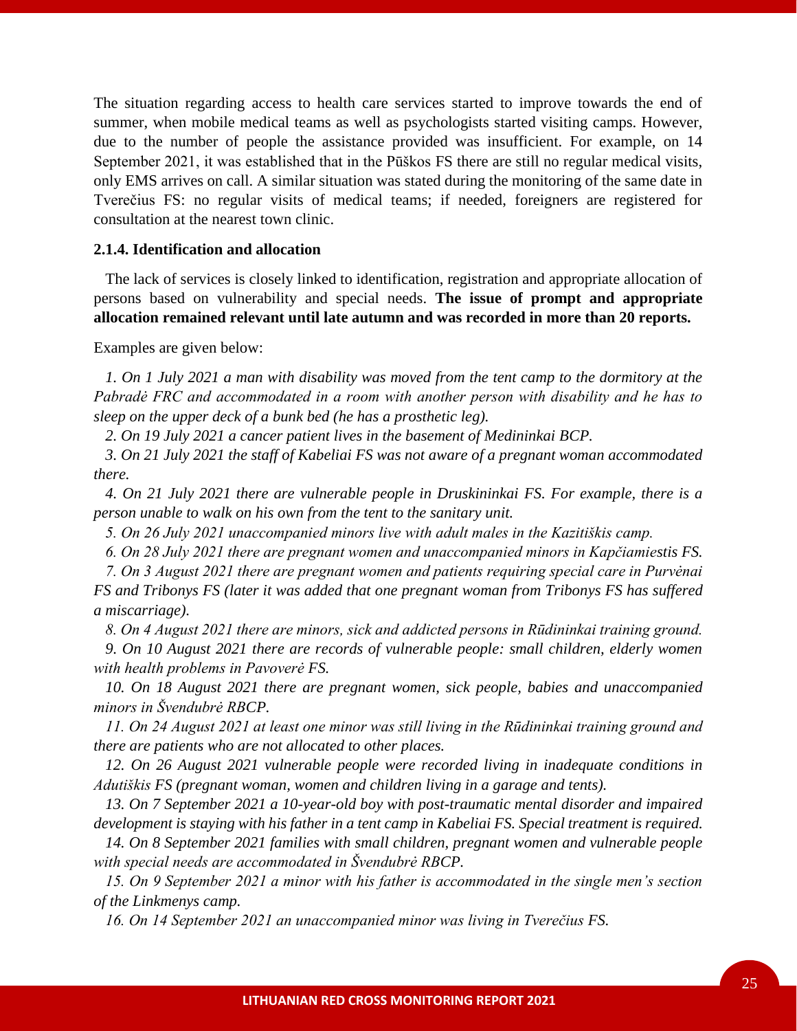The situation regarding access to health care services started to improve towards the end of summer, when mobile medical teams as well as psychologists started visiting camps. However, due to the number of people the assistance provided was insufficient. For example, on 14 September 2021, it was established that in the Pūškos FS there are still no regular medical visits, only EMS arrives on call. A similar situation was stated during the monitoring of the same date in Tverečius FS: no regular visits of medical teams; if needed, foreigners are registered for consultation at the nearest town clinic.

#### 2.1.4. Identification and allocation

The lack of services is closely linked to identification, registration and appropriate allocation of persons based on vulnerability and special needs. **The issue of prompt and appropriate allocation remained relevant until late autumn and was recorded in more than 20 reports.**

Examples are given below:

*1. On 1 July 2021 a man with disability was moved from the tent camp to the dormitory at the Pabradė FRC and accommodated in a room with another person with disability and he has to sleep on the upper deck of a bunk bed (he has a prosthetic leg).*

*2. On 19 July 2021 a cancer patient lives in the basement of Medininkai BCP.*

*3. On 21 July 2021 the staff of Kabeliai FS was not aware of a pregnant woman accommodated there.*

*4. On 21 July 2021 there are vulnerable people in Druskininkai FS. For example, there is a person unable to walk on his own from the tent to the sanitary unit.*

*5. On 26 July 2021 unaccompanied minors live with adult males in the Kazitiškis camp.*

*6. On 28 July 2021 there are pregnant women and unaccompanied minors in Kapčiamiestis FS.*

*7. On 3 August 2021 there are pregnant women and patients requiring special care in Purvėnai FS and Tribonys FS (later it was added that one pregnant woman from Tribonys FS has suffered a miscarriage).*

*8. On 4 August 2021 there are minors, sick and addicted persons in Rūdininkai training ground.*

*9. On 10 August 2021 there are records of vulnerable people: small children, elderly women with health problems in Pavoverė FS.*

*10. On 18 August 2021 there are pregnant women, sick people, babies and unaccompanied minors in Švendubrė RBCP.*

*11. On 24 August 2021 at least one minor was still living in the Rūdininkai training ground and there are patients who are not allocated to other places.*

*12. On 26 August 2021 vulnerable people were recorded living in inadequate conditions in Adutiškis FS (pregnant woman, women and children living in a garage and tents).*

*13. On 7 September 2021 a 10-year-old boy with post-traumatic mental disorder and impaired development is staying with his father in a tent camp in Kabeliai FS. Special treatment is required.*

*14. On 8 September 2021 families with small children, pregnant women and vulnerable people with special needs are accommodated in Švendubrė RBCP.*

*15. On 9 September 2021 a minor with his father is accommodated in the single men's section of the Linkmenys camp.*

*16. On 14 September 2021 an unaccompanied minor was living in Tverečius FS.*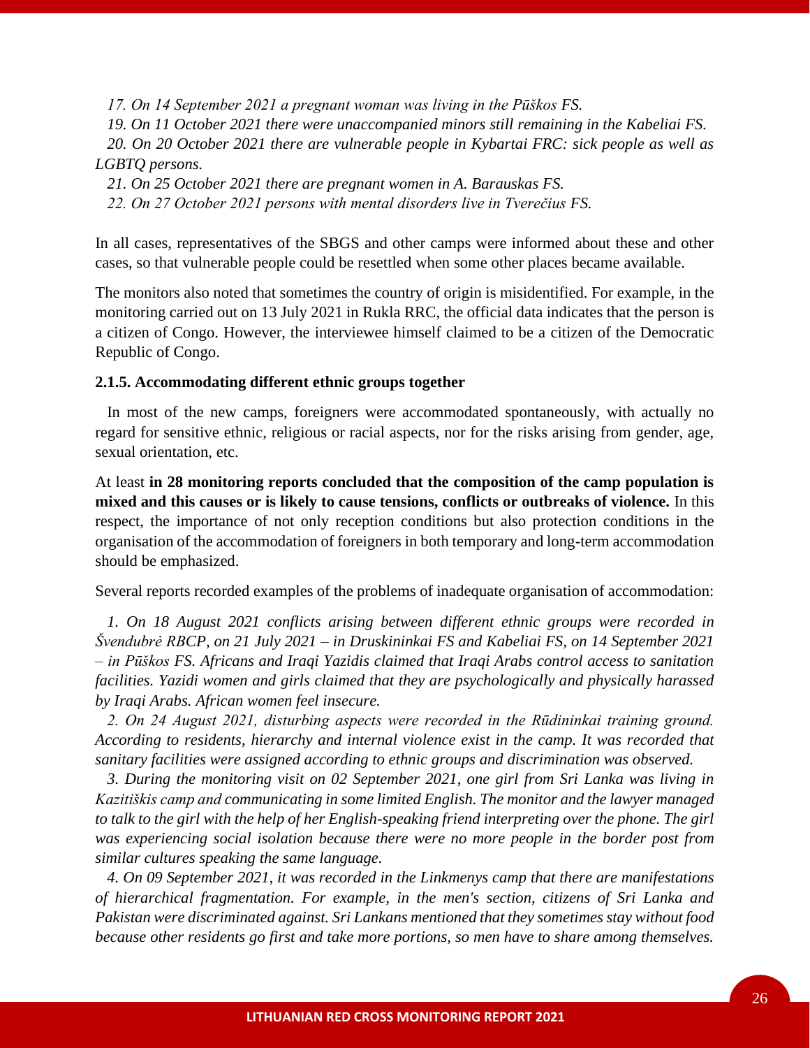*17. On 14 September 2021 a pregnant woman was living in the Pūškos FS.*

*19. On 11 October 2021 there were unaccompanied minors still remaining in the Kabeliai FS.*

*20. On 20 October 2021 there are vulnerable people in Kybartai FRC: sick people as well as LGBTQ persons.*

*21. On 25 October 2021 there are pregnant women in A. Barauskas FS.*

*22. On 27 October 2021 persons with mental disorders live in Tverečius FS.*

In all cases, representatives of the SBGS and other camps were informed about these and other cases, so that vulnerable people could be resettled when some other places became available.

The monitors also noted that sometimes the country of origin is misidentified. For example, in the monitoring carried out on 13 July 2021 in Rukla RRC, the official data indicates that the person is a citizen of Congo. However, the interviewee himself claimed to be a citizen of the Democratic Republic of Congo.

#### 2.1.5. Accommodating different ethnic groups together

In most of the new camps, foreigners were accommodated spontaneously, with actually no regard for sensitive ethnic, religious or racial aspects, nor for the risks arising from gender, age, sexual orientation, etc.

At least **in 28 monitoring reports concluded that the composition of the camp population is mixed and this causes or is likely to cause tensions, conflicts or outbreaks of violence.** In this respect, the importance of not only reception conditions but also protection conditions in the organisation of the accommodation of foreigners in both temporary and long-term accommodation should be emphasized.

Several reports recorded examples of the problems of inadequate organisation of accommodation:

*1. On 18 August 2021 conflicts arising between different ethnic groups were recorded in Švendubrė RBCP, on 21 July 2021 – in Druskininkai FS and Kabeliai FS, on 14 September 2021 – in Pūškos FS. Africans and Iraqi Yazidis claimed that Iraqi Arabs control access to sanitation facilities. Yazidi women and girls claimed that they are psychologically and physically harassed by Iraqi Arabs. African women feel insecure.*

*2. On 24 August 2021, disturbing aspects were recorded in the Rūdininkai training ground. According to residents, hierarchy and internal violence exist in the camp. It was recorded that sanitary facilities were assigned according to ethnic groups and discrimination was observed.*

*3. During the monitoring visit on 02 September 2021, one girl from Sri Lanka was living in Kazitiškis camp and communicating in some limited English. The monitor and the lawyer managed to talk to the girl with the help of her English-speaking friend interpreting over the phone. The girl was experiencing social isolation because there were no more people in the border post from similar cultures speaking the same language.*

*4. On 09 September 2021, it was recorded in the Linkmenys camp that there are manifestations of hierarchical fragmentation. For example, in the men's section, citizens of Sri Lanka and Pakistan were discriminated against. Sri Lankans mentioned that they sometimes stay without food because other residents go first and take more portions, so men have to share among themselves.*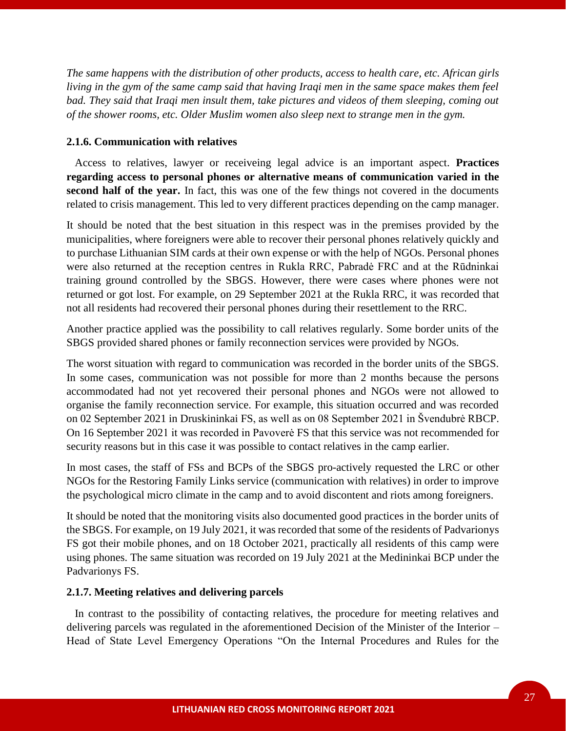*The same happens with the distribution of other products, access to health care, etc. African girls living in the gym of the same camp said that having Iraqi men in the same space makes them feel bad. They said that Iraqi men insult them, take pictures and videos of them sleeping, coming out of the shower rooms, etc. Older Muslim women also sleep next to strange men in the gym.*

### 2.1.6. Communication with relatives

Access to relatives, lawyer or receiveing legal advice is an important aspect. **Practices regarding access to personal phones or alternative means of communication varied in the second half of the year.** In fact, this was one of the few things not covered in the documents related to crisis management. This led to very different practices depending on the camp manager.

It should be noted that the best situation in this respect was in the premises provided by the municipalities, where foreigners were able to recover their personal phones relatively quickly and to purchase Lithuanian SIM cards at their own expense or with the help of NGOs. Personal phones were also returned at the reception centres in Rukla RRC, Pabradė FRC and at the Rūdninkai training ground controlled by the SBGS. However, there were cases where phones were not returned or got lost. For example, on 29 September 2021 at the Rukla RRC, it was recorded that not all residents had recovered their personal phones during their resettlement to the RRC.

Another practice applied was the possibility to call relatives regularly. Some border units of the SBGS provided shared phones or family reconnection services were provided by NGOs.

The worst situation with regard to communication was recorded in the border units of the SBGS. In some cases, communication was not possible for more than 2 months because the persons accommodated had not yet recovered their personal phones and NGOs were not allowed to organise the family reconnection service. For example, this situation occurred and was recorded on 02 September 2021 in Druskininkai FS, as well as on 08 September 2021 in Švendubrė RBCP. On 16 September 2021 it was recorded in Pavoverė FS that this service was not recommended for security reasons but in this case it was possible to contact relatives in the camp earlier.

In most cases, the staff of FSs and BCPs of the SBGS pro-actively requested the LRC or other NGOs for the Restoring Family Links service (communication with relatives) in order to improve the psychological micro climate in the camp and to avoid discontent and riots among foreigners.

It should be noted that the monitoring visits also documented good practices in the border units of the SBGS. For example, on 19 July 2021, it was recorded that some of the residents of Padvarionys FS got their mobile phones, and on 18 October 2021, practically all residents of this camp were using phones. The same situation was recorded on 19 July 2021 at the Medininkai BCP under the Padvarionys FS.

### 2.1.7. Meeting relatives and delivering parcels

In contrast to the possibility of contacting relatives, the procedure for meeting relatives and delivering parcels was regulated in the aforementioned Decision of the Minister of the Interior – Head of State Level Emergency Operations "On the Internal Procedures and Rules for the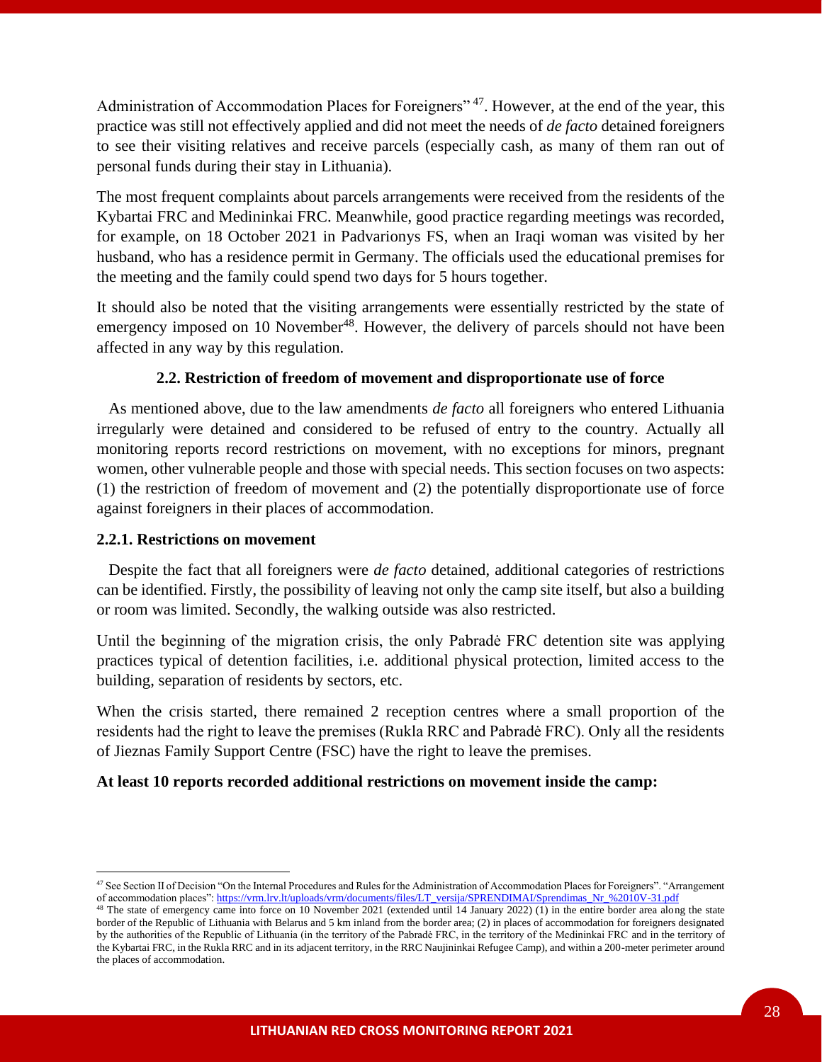Administration of Accommodation Places for Foreigners" [47]. However, at the end of the year, this practice was still not effectively applied and did not meet the needs of *de facto* detained foreigners to see their visiting relatives and receive parcels (especially cash, as many of them ran out of personal funds during their stay in Lithuania).

The most frequent complaints about parcels arrangements were received from the residents of the Kybartai FRC and Medininkai FRC. Meanwhile, good practice regarding meetings was recorded, for example, on 18 October 2021 in Padvarionys FS, when an Iraqi woman was visited by her husband, who has a residence permit in Germany. The officials used the educational premises for the meeting and the family could spend two days for 5 hours together.

It should also be noted that the visiting arrangements were essentially restricted by the state of emergency imposed on 10 November[48]. However, the delivery of parcels should not have been affected in any way by this regulation.

### 2.2. Restriction of freedom of movement and disproportionate use of force

As mentioned above, due to the law amendments *de facto* all foreigners who entered Lithuania irregularly were detained and considered to be refused of entry to the country. Actually all monitoring reports record restrictions on movement, with no exceptions for minors, pregnant women, other vulnerable people and those with special needs. This section focuses on two aspects: (1) the restriction of freedom of movement and (2) the potentially disproportionate use of force against foreigners in their places of accommodation.

#### 2.2.1. Restrictions on movement

Despite the fact that all foreigners were *de facto* detained, additional categories of restrictions can be identified. Firstly, the possibility of leaving not only the camp site itself, but also a building or room was limited. Secondly, the walking outside was also restricted.

Until the beginning of the migration crisis, the only Pabradė FRC detention site was applying practices typical of detention facilities, i.e. additional physical protection, limited access to the building, separation of residents by sectors, etc.

When the crisis started, there remained 2 reception centres where a small proportion of the residents had the right to leave the premises (Rukla RRC and Pabradė FRC). Only all the residents of Jieznas Family Support Centre (FSC) have the right to leave the premises.

**At least 10 reports recorded additional restrictions on movement inside the camp:**

---

[47] See Section II of Decision "On the Internal Procedures and Rules for the Administration of Accommodation Places for Foreigners". "Arrangement of accommodation places": https://vrm.lrv.lt/uploads/vrm/documents/files/LT_versija/SPRENDIMAI/Sprendimas_Nr_%2010V-31.pdf

[48] The state of emergency came into force on 10 November 2021 (extended until 14 January 2022) (1) in the entire border area along the state border of the Republic of Lithuania with Belarus and 5 km inland from the border area; (2) in places of accommodation for foreigners designated by the authorities of the Republic of Lithuania (in the territory of the Pabradė FRC, in the territory of the Medininkai FRC and in the territory of the Kybartai FRC, in the Rukla RRC and in its adjacent territory, in the RRC Naujininkai Refugee Camp), and within a 200-meter perimeter around the places of accommodation.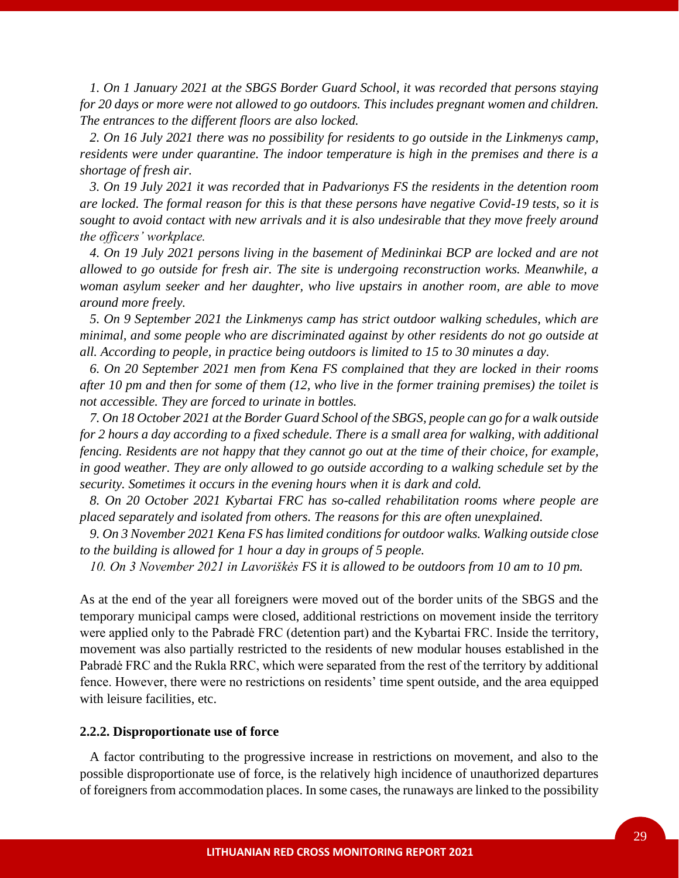*1. On 1 January 2021 at the SBGS Border Guard School, it was recorded that persons staying for 20 days or more were not allowed to go outdoors. This includes pregnant women and children. The entrances to the different floors are also locked.*

*2. On 16 July 2021 there was no possibility for residents to go outside in the Linkmenys camp, residents were under quarantine. The indoor temperature is high in the premises and there is a shortage of fresh air.*

*3. On 19 July 2021 it was recorded that in Padvarionys FS the residents in the detention room are locked. The formal reason for this is that these persons have negative Covid-19 tests, so it is sought to avoid contact with new arrivals and it is also undesirable that they move freely around the officers' workplace.*

*4. On 19 July 2021 persons living in the basement of Medininkai BCP are locked and are not allowed to go outside for fresh air. The site is undergoing reconstruction works. Meanwhile, a woman asylum seeker and her daughter, who live upstairs in another room, are able to move around more freely.*

*5. On 9 September 2021 the Linkmenys camp has strict outdoor walking schedules, which are minimal, and some people who are discriminated against by other residents do not go outside at all. According to people, in practice being outdoors is limited to 15 to 30 minutes a day.*

*6. On 20 September 2021 men from Kena FS complained that they are locked in their rooms after 10 pm and then for some of them (12, who live in the former training premises) the toilet is not accessible. They are forced to urinate in bottles.*

*7. On 18 October 2021 at the Border Guard School of the SBGS, people can go for a walk outside for 2 hours a day according to a fixed schedule. There is a small area for walking, with additional fencing. Residents are not happy that they cannot go out at the time of their choice, for example, in good weather. They are only allowed to go outside according to a walking schedule set by the security. Sometimes it occurs in the evening hours when it is dark and cold.*

*8. On 20 October 2021 Kybartai FRC has so-called rehabilitation rooms where people are placed separately and isolated from others. The reasons for this are often unexplained.*

*9. On 3 November 2021 Kena FS has limited conditions for outdoor walks. Walking outside close to the building is allowed for 1 hour a day in groups of 5 people.*

*10. On 3 November 2021 in Lavoriškės FS it is allowed to be outdoors from 10 am to 10 pm.*

As at the end of the year all foreigners were moved out of the border units of the SBGS and the temporary municipal camps were closed, additional restrictions on movement inside the territory were applied only to the Pabradė FRC (detention part) and the Kybartai FRC. Inside the territory, movement was also partially restricted to the residents of new modular houses established in the Pabradė FRC and the Rukla RRC, which were separated from the rest of the territory by additional fence. However, there were no restrictions on residents' time spent outside, and the area equipped with leisure facilities, etc.

#### 2.2.2. Disproportionate use of force

A factor contributing to the progressive increase in restrictions on movement, and also to the possible disproportionate use of force, is the relatively high incidence of unauthorized departures of foreigners from accommodation places. In some cases, the runaways are linked to the possibility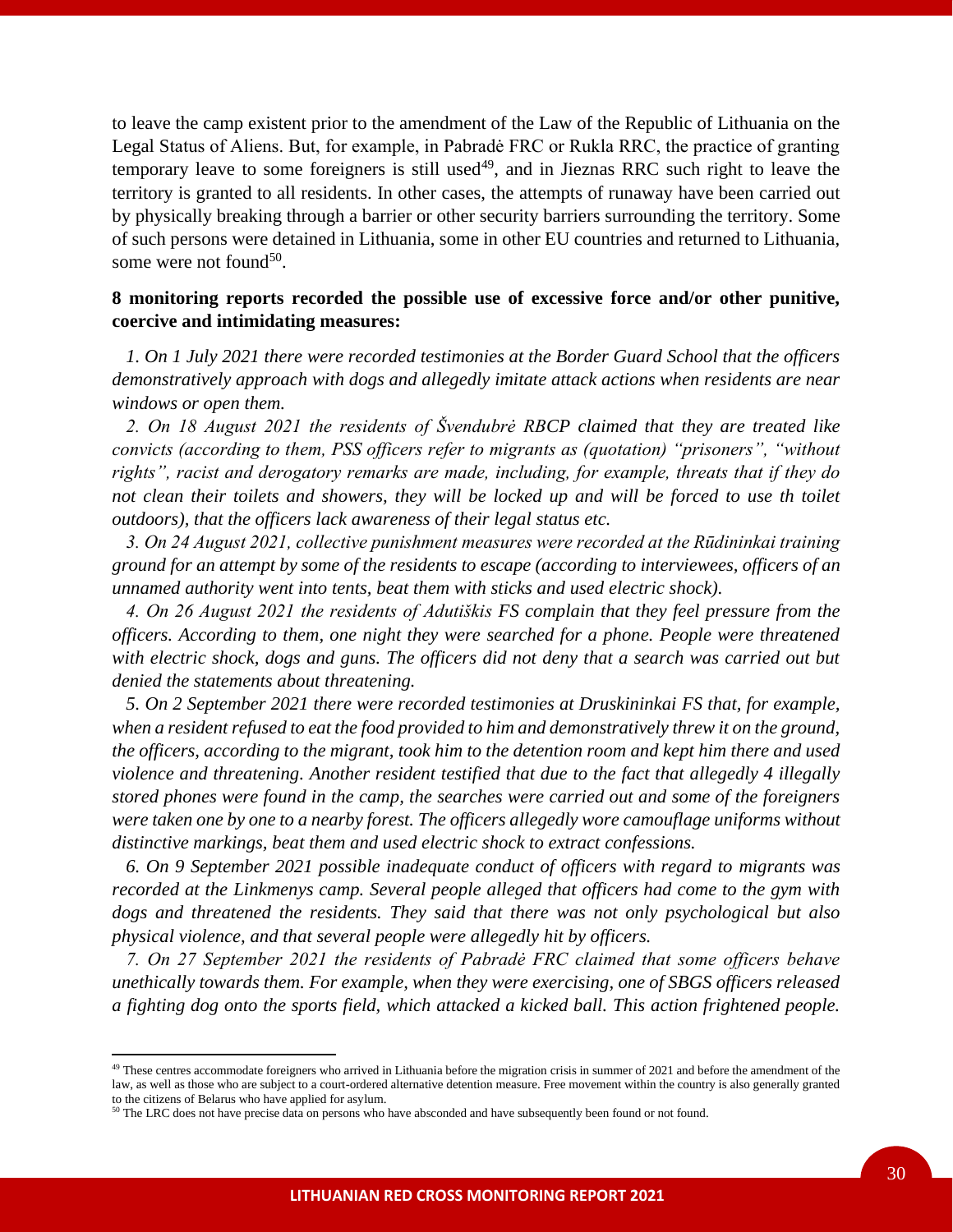to leave the camp existent prior to the amendment of the Law of the Republic of Lithuania on the Legal Status of Aliens. But, for example, in Pabradė FRC or Rukla RRC, the practice of granting temporary leave to some foreigners is still used[49], and in Jieznas RRC such right to leave the territory is granted to all residents. In other cases, the attempts of runaway have been carried out by physically breaking through a barrier or other security barriers surrounding the territory. Some of such persons were detained in Lithuania, some in other EU countries and returned to Lithuania, some were not found[50].

**8 monitoring reports recorded the possible use of excessive force and/or other punitive, coercive and intimidating measures:**

*1. On 1 July 2021 there were recorded testimonies at the Border Guard School that the officers demonstratively approach with dogs and allegedly imitate attack actions when residents are near windows or open them.*

*2. On 18 August 2021 the residents of Švendubrė RBCP claimed that they are treated like convicts (according to them, PSS officers refer to migrants as (quotation) "prisoners", "without rights", racist and derogatory remarks are made, including, for example, threats that if they do not clean their toilets and showers, they will be locked up and will be forced to use th toilet outdoors), that the officers lack awareness of their legal status etc.*

*3. On 24 August 2021, collective punishment measures were recorded at the Rūdininkai training ground for an attempt by some of the residents to escape (according to interviewees, officers of an unnamed authority went into tents, beat them with sticks and used electric shock).*

*4. On 26 August 2021 the residents of Adutiškis FS complain that they feel pressure from the officers. According to them, one night they were searched for a phone. People were threatened with electric shock, dogs and guns. The officers did not deny that a search was carried out but denied the statements about threatening.*

*5. On 2 September 2021 there were recorded testimonies at Druskininkai FS that, for example, when a resident refused to eat the food provided to him and demonstratively threw it on the ground, the officers, according to the migrant, took him to the detention room and kept him there and used violence and threatening. Another resident testified that due to the fact that allegedly 4 illegally stored phones were found in the camp, the searches were carried out and some of the foreigners were taken one by one to a nearby forest. The officers allegedly wore camouflage uniforms without distinctive markings, beat them and used electric shock to extract confessions.*

*6. On 9 September 2021 possible inadequate conduct of officers with regard to migrants was recorded at the Linkmenys camp. Several people alleged that officers had come to the gym with dogs and threatened the residents. They said that there was not only psychological but also physical violence, and that several people were allegedly hit by officers.*

*7. On 27 September 2021 the residents of Pabradė FRC claimed that some officers behave unethically towards them. For example, when they were exercising, one of SBGS officers released a fighting dog onto the sports field, which attacked a kicked ball. This action frightened people.*

[49] These centres accommodate foreigners who arrived in Lithuania before the migration crisis in summer of 2021 and before the amendment of the law, as well as those who are subject to a court-ordered alternative detention measure. Free movement within the country is also generally granted to the citizens of Belarus who have applied for asylum.

[50] The LRC does not have precise data on persons who have absconded and have subsequently been found or not found.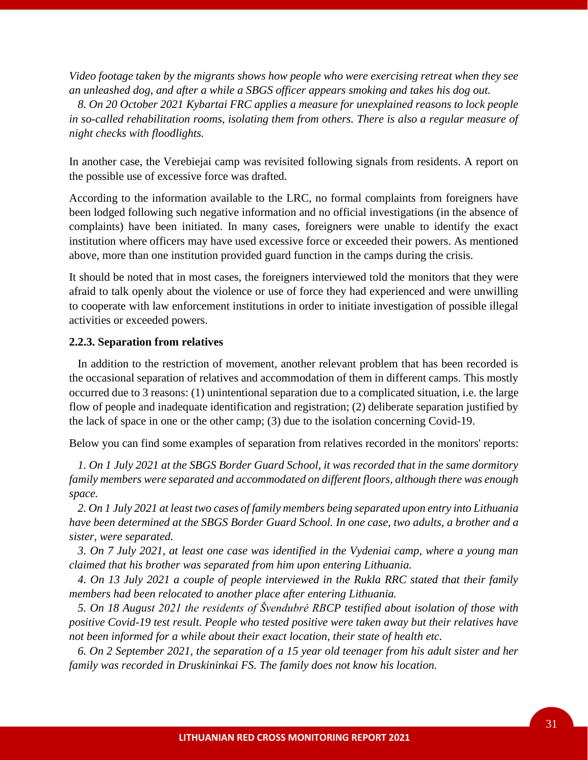*Video footage taken by the migrants shows how people who were exercising retreat when they see an unleashed dog, and after a while a SBGS officer appears smoking and takes his dog out.*

*8. On 20 October 2021 Kybartai FRC applies a measure for unexplained reasons to lock people in so-called rehabilitation rooms, isolating them from others. There is also a regular measure of night checks with floodlights.*

In another case, the Verebiejai camp was revisited following signals from residents. A report on the possible use of excessive force was drafted.

According to the information available to the LRC, no formal complaints from foreigners have been lodged following such negative information and no official investigations (in the absence of complaints) have been initiated. In many cases, foreigners were unable to identify the exact institution where officers may have used excessive force or exceeded their powers. As mentioned above, more than one institution provided guard function in the camps during the crisis.

It should be noted that in most cases, the foreigners interviewed told the monitors that they were afraid to talk openly about the violence or use of force they had experienced and were unwilling to cooperate with law enforcement institutions in order to initiate investigation of possible illegal activities or exceeded powers.

### 2.2.3. Separation from relatives

In addition to the restriction of movement, another relevant problem that has been recorded is the occasional separation of relatives and accommodation of them in different camps. This mostly occurred due to 3 reasons: (1) unintentional separation due to a complicated situation, i.e. the large flow of people and inadequate identification and registration; (2) deliberate separation justified by the lack of space in one or the other camp; (3) due to the isolation concerning Covid-19.

Below you can find some examples of separation from relatives recorded in the monitors' reports:

*1. On 1 July 2021 at the SBGS Border Guard School, it was recorded that in the same dormitory family members were separated and accommodated on different floors, although there was enough space.*

*2. On 1 July 2021 at least two cases of family members being separated upon entry into Lithuania have been determined at the SBGS Border Guard School. In one case, two adults, a brother and a sister, were separated.*

*3. On 7 July 2021, at least one case was identified in the Vydeniai camp, where a young man claimed that his brother was separated from him upon entering Lithuania.*

*4. On 13 July 2021 a couple of people interviewed in the Rukla RRC stated that their family members had been relocated to another place after entering Lithuania.*

*5. On 18 August 2021 the residents of Švendubrė RBCP testified about isolation of those with positive Covid-19 test result. People who tested positive were taken away but their relatives have not been informed for a while about their exact location, their state of health etc.*

*6. On 2 September 2021, the separation of a 15 year old teenager from his adult sister and her family was recorded in Druskininkai FS. The family does not know his location.*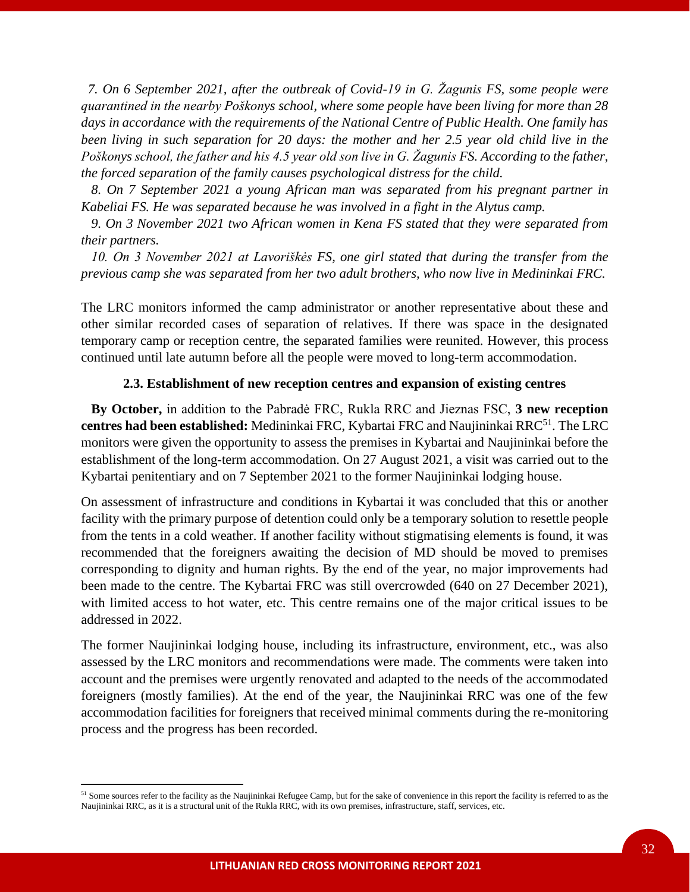*7. On 6 September 2021, after the outbreak of Covid-19 in G. Žagunis FS, some people were quarantined in the nearby Poškonys school, where some people have been living for more than 28 days in accordance with the requirements of the National Centre of Public Health. One family has been living in such separation for 20 days: the mother and her 2.5 year old child live in the Poškonys school, the father and his 4.5 year old son live in G. Žagunis FS. According to the father, the forced separation of the family causes psychological distress for the child.*

*8. On 7 September 2021 a young African man was separated from his pregnant partner in Kabeliai FS. He was separated because he was involved in a fight in the Alytus camp.*

*9. On 3 November 2021 two African women in Kena FS stated that they were separated from their partners.*

*10. On 3 November 2021 at Lavoriškės FS, one girl stated that during the transfer from the previous camp she was separated from her two adult brothers, who now live in Medininkai FRC.*

The LRC monitors informed the camp administrator or another representative about these and other similar recorded cases of separation of relatives. If there was space in the designated temporary camp or reception centre, the separated families were reunited. However, this process continued until late autumn before all the people were moved to long-term accommodation.

### 2.3. Establishment of new reception centres and expansion of existing centres

**By October,** in addition to the Pabradė FRC, Rukla RRC and Jieznas FSC, **3 new reception centres had been established:** Medininkai FRC, Kybartai FRC and Naujininkai RRC[51]. The LRC monitors were given the opportunity to assess the premises in Kybartai and Naujininkai before the establishment of the long-term accommodation. On 27 August 2021, a visit was carried out to the Kybartai penitentiary and on 7 September 2021 to the former Naujininkai lodging house.

On assessment of infrastructure and conditions in Kybartai it was concluded that this or another facility with the primary purpose of detention could only be a temporary solution to resettle people from the tents in a cold weather. If another facility without stigmatising elements is found, it was recommended that the foreigners awaiting the decision of MD should be moved to premises corresponding to dignity and human rights. By the end of the year, no major improvements had been made to the centre. The Kybartai FRC was still overcrowded (640 on 27 December 2021), with limited access to hot water, etc. This centre remains one of the major critical issues to be addressed in 2022.

The former Naujininkai lodging house, including its infrastructure, environment, etc., was also assessed by the LRC monitors and recommendations were made. The comments were taken into account and the premises were urgently renovated and adapted to the needs of the accommodated foreigners (mostly families). At the end of the year, the Naujininkai RRC was one of the few accommodation facilities for foreigners that received minimal comments during the re-monitoring process and the progress has been recorded.

[51] Some sources refer to the facility as the Naujininkai Refugee Camp, but for the sake of convenience in this report the facility is referred to as the Naujininkai RRC, as it is a structural unit of the Rukla RRC, with its own premises, infrastructure, staff, services, etc.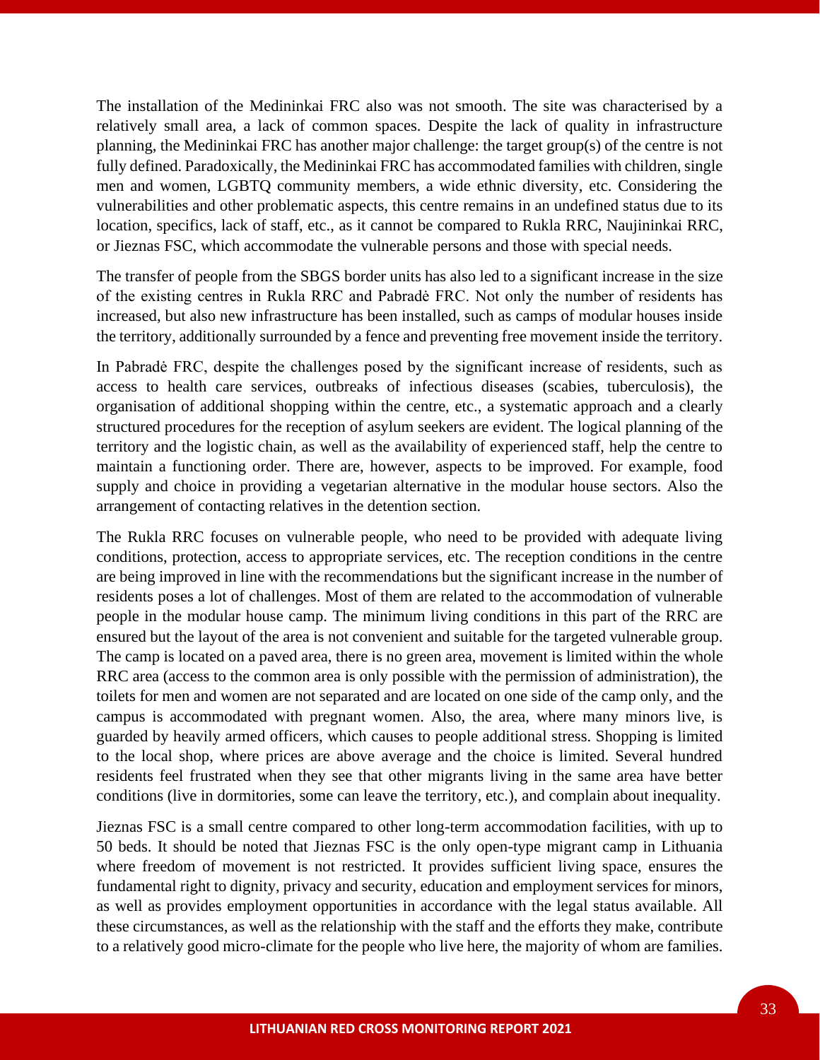The installation of the Medininkai FRC also was not smooth. The site was characterised by a relatively small area, a lack of common spaces. Despite the lack of quality in infrastructure planning, the Medininkai FRC has another major challenge: the target group(s) of the centre is not fully defined. Paradoxically, the Medininkai FRC has accommodated families with children, single men and women, LGBTQ community members, a wide ethnic diversity, etc. Considering the vulnerabilities and other problematic aspects, this centre remains in an undefined status due to its location, specifics, lack of staff, etc., as it cannot be compared to Rukla RRC, Naujininkai RRC, or Jieznas FSC, which accommodate the vulnerable persons and those with special needs.

The transfer of people from the SBGS border units has also led to a significant increase in the size of the existing centres in Rukla RRC and Pabradė FRC. Not only the number of residents has increased, but also new infrastructure has been installed, such as camps of modular houses inside the territory, additionally surrounded by a fence and preventing free movement inside the territory.

In Pabradė FRC, despite the challenges posed by the significant increase of residents, such as access to health care services, outbreaks of infectious diseases (scabies, tuberculosis), the organisation of additional shopping within the centre, etc., a systematic approach and a clearly structured procedures for the reception of asylum seekers are evident. The logical planning of the territory and the logistic chain, as well as the availability of experienced staff, help the centre to maintain a functioning order. There are, however, aspects to be improved. For example, food supply and choice in providing a vegetarian alternative in the modular house sectors. Also the arrangement of contacting relatives in the detention section.

The Rukla RRC focuses on vulnerable people, who need to be provided with adequate living conditions, protection, access to appropriate services, etc. The reception conditions in the centre are being improved in line with the recommendations but the significant increase in the number of residents poses a lot of challenges. Most of them are related to the accommodation of vulnerable people in the modular house camp. The minimum living conditions in this part of the RRC are ensured but the layout of the area is not convenient and suitable for the targeted vulnerable group. The camp is located on a paved area, there is no green area, movement is limited within the whole RRC area (access to the common area is only possible with the permission of administration), the toilets for men and women are not separated and are located on one side of the camp only, and the campus is accommodated with pregnant women. Also, the area, where many minors live, is guarded by heavily armed officers, which causes to people additional stress. Shopping is limited to the local shop, where prices are above average and the choice is limited. Several hundred residents feel frustrated when they see that other migrants living in the same area have better conditions (live in dormitories, some can leave the territory, etc.), and complain about inequality.

Jieznas FSC is a small centre compared to other long-term accommodation facilities, with up to 50 beds. It should be noted that Jieznas FSC is the only open-type migrant camp in Lithuania where freedom of movement is not restricted. It provides sufficient living space, ensures the fundamental right to dignity, privacy and security, education and employment services for minors, as well as provides employment opportunities in accordance with the legal status available. All these circumstances, as well as the relationship with the staff and the efforts they make, contribute to a relatively good micro-climate for the people who live here, the majority of whom are families.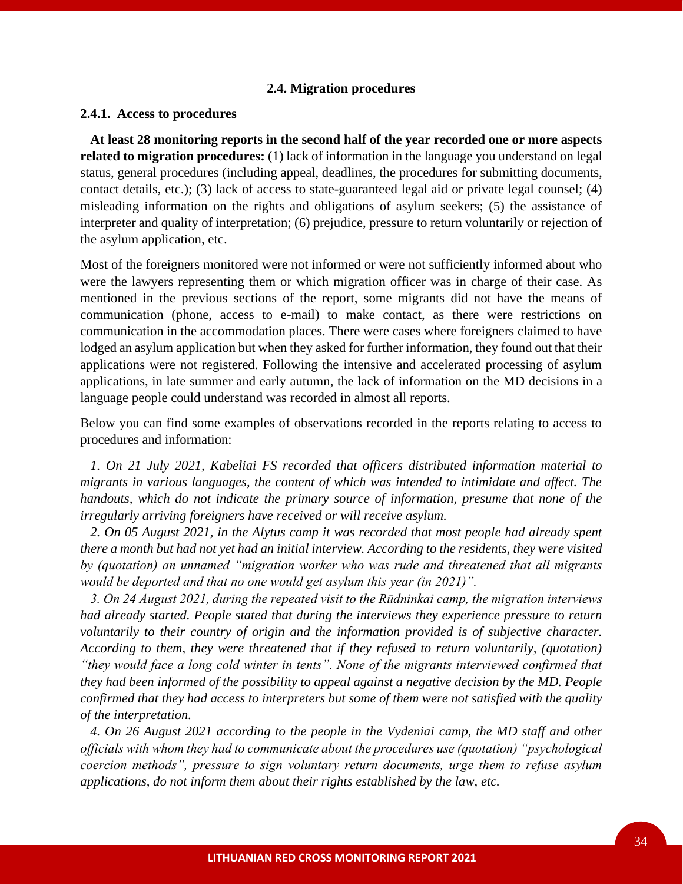### 2.4. Migration procedures

#### 2.4.1. Access to procedures

**At least 28 monitoring reports in the second half of the year recorded one or more aspects related to migration procedures:** (1) lack of information in the language you understand on legal status, general procedures (including appeal, deadlines, the procedures for submitting documents, contact details, etc.); (3) lack of access to state-guaranteed legal aid or private legal counsel; (4) misleading information on the rights and obligations of asylum seekers; (5) the assistance of interpreter and quality of interpretation; (6) prejudice, pressure to return voluntarily or rejection of the asylum application, etc.

Most of the foreigners monitored were not informed or were not sufficiently informed about who were the lawyers representing them or which migration officer was in charge of their case. As mentioned in the previous sections of the report, some migrants did not have the means of communication (phone, access to e-mail) to make contact, as there were restrictions on communication in the accommodation places. There were cases where foreigners claimed to have lodged an asylum application but when they asked for further information, they found out that their applications were not registered. Following the intensive and accelerated processing of asylum applications, in late summer and early autumn, the lack of information on the MD decisions in a language people could understand was recorded in almost all reports.

Below you can find some examples of observations recorded in the reports relating to access to procedures and information:

*1. On 21 July 2021, Kabeliai FS recorded that officers distributed information material to migrants in various languages, the content of which was intended to intimidate and affect. The handouts, which do not indicate the primary source of information, presume that none of the irregularly arriving foreigners have received or will receive asylum.*

*2. On 05 August 2021, in the Alytus camp it was recorded that most people had already spent there a month but had not yet had an initial interview. According to the residents, they were visited by (quotation) an unnamed "migration worker who was rude and threatened that all migrants would be deported and that no one would get asylum this year (in 2021)".*

*3. On 24 August 2021, during the repeated visit to the Rūdninkai camp, the migration interviews had already started. People stated that during the interviews they experience pressure to return voluntarily to their country of origin and the information provided is of subjective character. According to them, they were threatened that if they refused to return voluntarily, (quotation) "they would face a long cold winter in tents". None of the migrants interviewed confirmed that they had been informed of the possibility to appeal against a negative decision by the MD. People confirmed that they had access to interpreters but some of them were not satisfied with the quality of the interpretation.*

*4. On 26 August 2021 according to the people in the Vydeniai camp, the MD staff and other officials with whom they had to communicate about the procedures use (quotation) "psychological coercion methods", pressure to sign voluntary return documents, urge them to refuse asylum applications, do not inform them about their rights established by the law, etc.*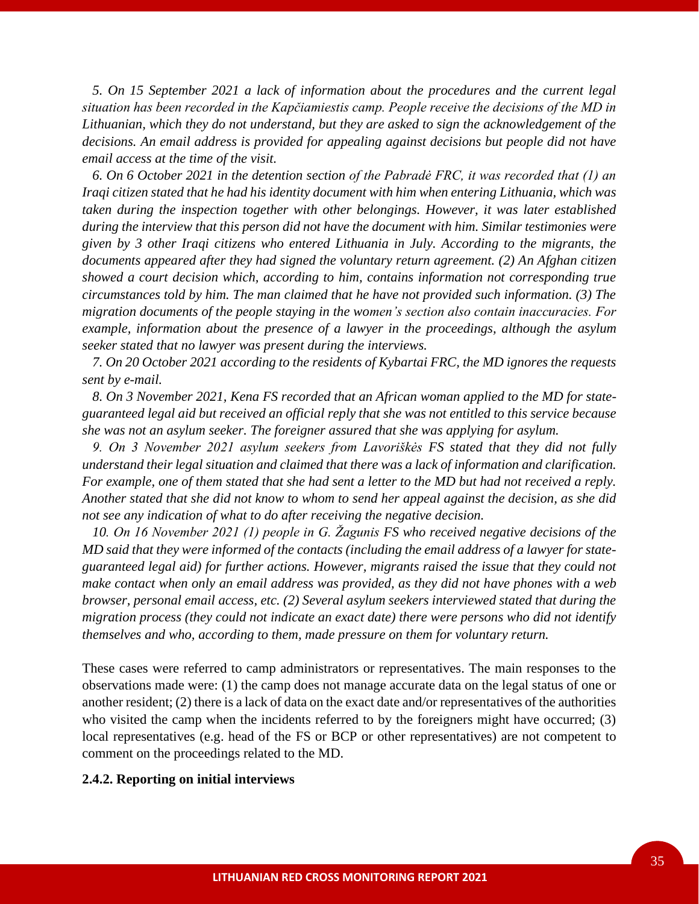*5. On 15 September 2021 a lack of information about the procedures and the current legal situation has been recorded in the Kapčiamiestis camp. People receive the decisions of the MD in Lithuanian, which they do not understand, but they are asked to sign the acknowledgement of the decisions. An email address is provided for appealing against decisions but people did not have email access at the time of the visit.*

*6. On 6 October 2021 in the detention section of the Pabradė FRC, it was recorded that (1) an Iraqi citizen stated that he had his identity document with him when entering Lithuania, which was taken during the inspection together with other belongings. However, it was later established during the interview that this person did not have the document with him. Similar testimonies were given by 3 other Iraqi citizens who entered Lithuania in July. According to the migrants, the documents appeared after they had signed the voluntary return agreement. (2) An Afghan citizen showed a court decision which, according to him, contains information not corresponding true circumstances told by him. The man claimed that he have not provided such information. (3) The migration documents of the people staying in the women's section also contain inaccuracies. For example, information about the presence of a lawyer in the proceedings, although the asylum seeker stated that no lawyer was present during the interviews.*

*7. On 20 October 2021 according to the residents of Kybartai FRC, the MD ignores the requests sent by e-mail.*

*8. On 3 November 2021, Kena FS recorded that an African woman applied to the MD for state-guaranteed legal aid but received an official reply that she was not entitled to this service because she was not an asylum seeker. The foreigner assured that she was applying for asylum.*

*9. On 3 November 2021 asylum seekers from Lavoriškės FS stated that they did not fully understand their legal situation and claimed that there was a lack of information and clarification. For example, one of them stated that she had sent a letter to the MD but had not received a reply. Another stated that she did not know to whom to send her appeal against the decision, as she did not see any indication of what to do after receiving the negative decision.*

*10. On 16 November 2021 (1) people in G. Žagunis FS who received negative decisions of the MD said that they were informed of the contacts (including the email address of a lawyer for state-guaranteed legal aid) for further actions. However, migrants raised the issue that they could not make contact when only an email address was provided, as they did not have phones with a web browser, personal email access, etc. (2) Several asylum seekers interviewed stated that during the migration process (they could not indicate an exact date) there were persons who did not identify themselves and who, according to them, made pressure on them for voluntary return.*

These cases were referred to camp administrators or representatives. The main responses to the observations made were: (1) the camp does not manage accurate data on the legal status of one or another resident; (2) there is a lack of data on the exact date and/or representatives of the authorities who visited the camp when the incidents referred to by the foreigners might have occurred; (3) local representatives (e.g. head of the FS or BCP or other representatives) are not competent to comment on the proceedings related to the MD.

### 2.4.2. Reporting on initial interviews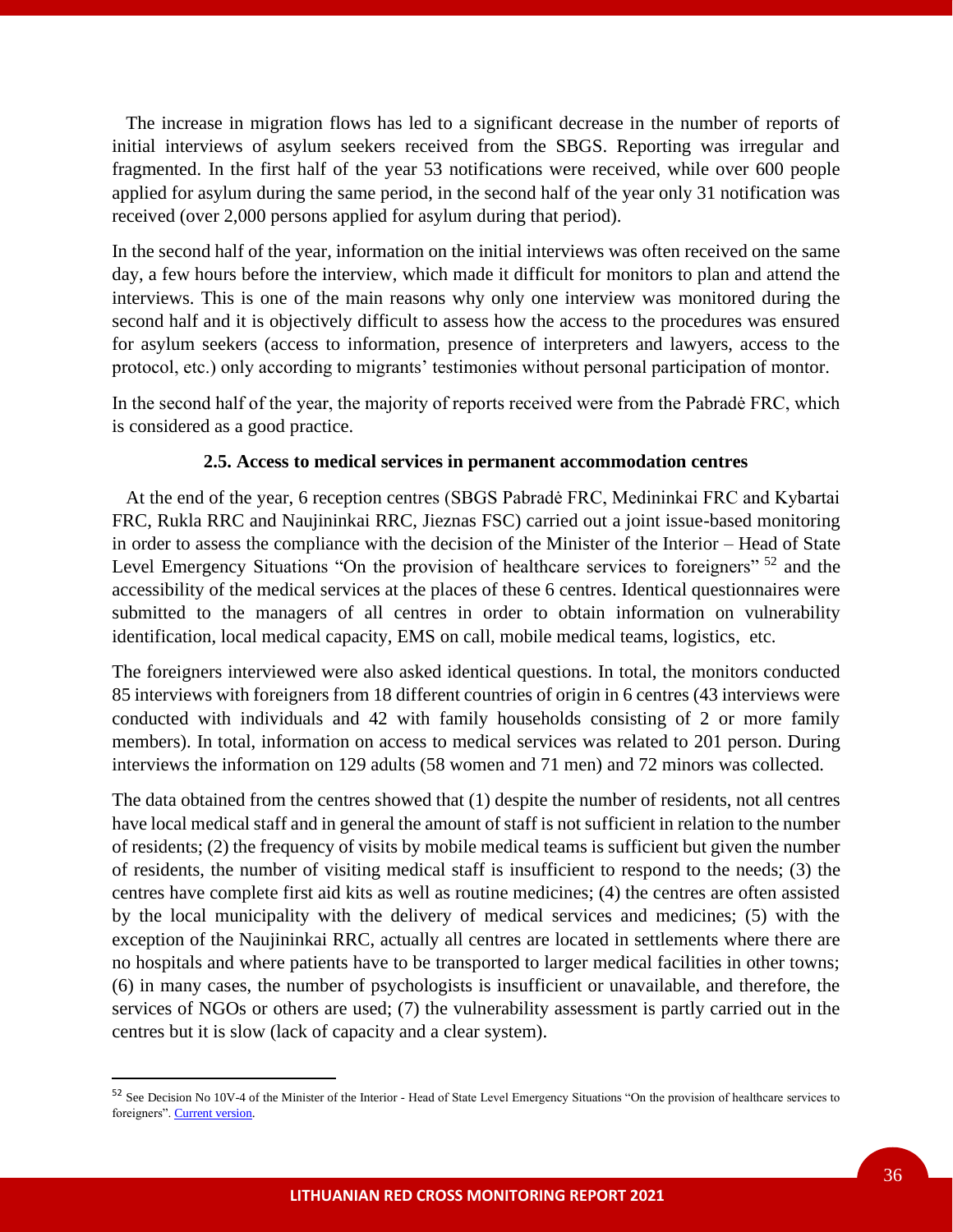The increase in migration flows has led to a significant decrease in the number of reports of initial interviews of asylum seekers received from the SBGS. Reporting was irregular and fragmented. In the first half of the year 53 notifications were received, while over 600 people applied for asylum during the same period, in the second half of the year only 31 notification was received (over 2,000 persons applied for asylum during that period).

In the second half of the year, information on the initial interviews was often received on the same day, a few hours before the interview, which made it difficult for monitors to plan and attend the interviews. This is one of the main reasons why only one interview was monitored during the second half and it is objectively difficult to assess how the access to the procedures was ensured for asylum seekers (access to information, presence of interpreters and lawyers, access to the protocol, etc.) only according to migrants' testimonies without personal participation of montor.

In the second half of the year, the majority of reports received were from the Pabradė FRC, which is considered as a good practice.

### 2.5. Access to medical services in permanent accommodation centres

At the end of the year, 6 reception centres (SBGS Pabradė FRC, Medininkai FRC and Kybartai FRC, Rukla RRC and Naujininkai RRC, Jieznas FSC) carried out a joint issue-based monitoring in order to assess the compliance with the decision of the Minister of the Interior – Head of State Level Emergency Situations "On the provision of healthcare services to foreigners" [52] and the accessibility of the medical services at the places of these 6 centres. Identical questionnaires were submitted to the managers of all centres in order to obtain information on vulnerability identification, local medical capacity, EMS on call, mobile medical teams, logistics, etc.

The foreigners interviewed were also asked identical questions. In total, the monitors conducted 85 interviews with foreigners from 18 different countries of origin in 6 centres (43 interviews were conducted with individuals and 42 with family households consisting of 2 or more family members). In total, information on access to medical services was related to 201 person. During interviews the information on 129 adults (58 women and 71 men) and 72 minors was collected.

The data obtained from the centres showed that (1) despite the number of residents, not all centres have local medical staff and in general the amount of staff is not sufficient in relation to the number of residents; (2) the frequency of visits by mobile medical teams is sufficient but given the number of residents, the number of visiting medical staff is insufficient to respond to the needs; (3) the centres have complete first aid kits as well as routine medicines; (4) the centres are often assisted by the local municipality with the delivery of medical services and medicines; (5) with the exception of the Naujininkai RRC, actually all centres are located in settlements where there are no hospitals and where patients have to be transported to larger medical facilities in other towns; (6) in many cases, the number of psychologists is insufficient or unavailable, and therefore, the services of NGOs or others are used; (7) the vulnerability assessment is partly carried out in the centres but it is slow (lack of capacity and a clear system).

---

[52] See Decision No 10V-4 of the Minister of the Interior - Head of State Level Emergency Situations "On the provision of healthcare services to foreigners". Current version.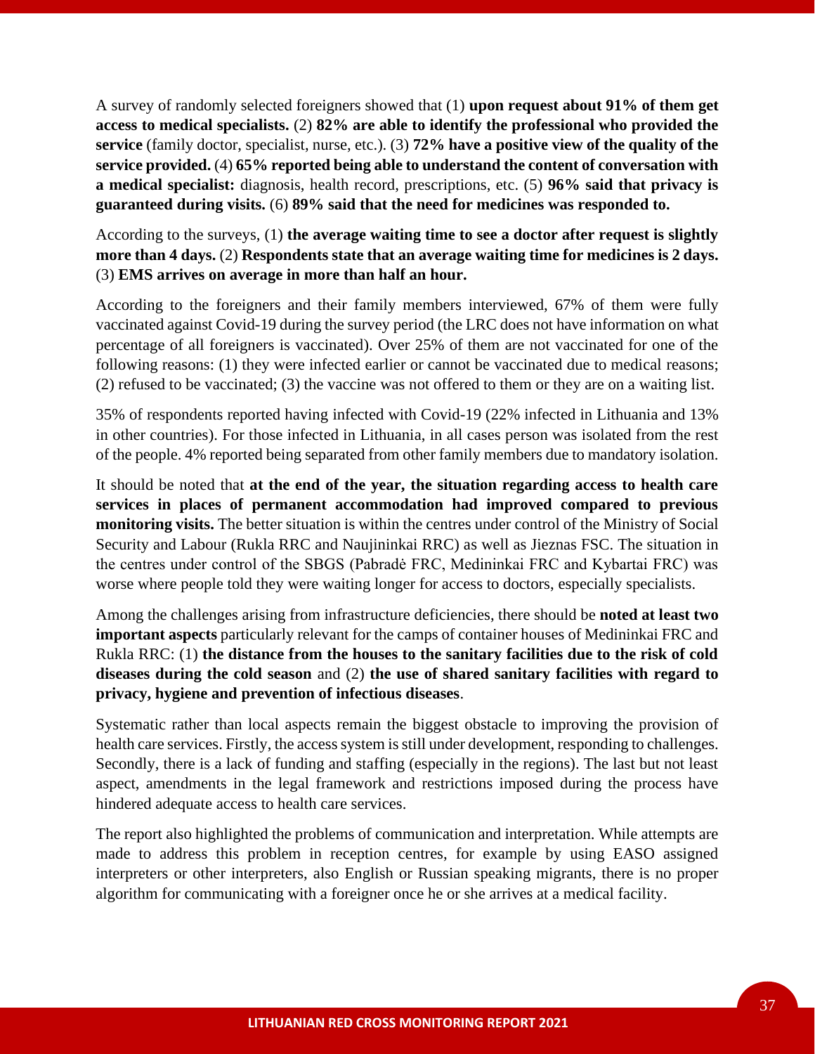A survey of randomly selected foreigners showed that (1) **upon request about 91% of them get access to medical specialists.** (2) **82% are able to identify the professional who provided the service** (family doctor, specialist, nurse, etc.). (3) **72% have a positive view of the quality of the service provided.** (4) **65% reported being able to understand the content of conversation with a medical specialist:** diagnosis, health record, prescriptions, etc. (5) **96% said that privacy is guaranteed during visits.** (6) **89% said that the need for medicines was responded to.**

According to the surveys, (1) **the average waiting time to see a doctor after request is slightly more than 4 days.** (2) **Respondents state that an average waiting time for medicines is 2 days.** (3) **EMS arrives on average in more than half an hour.**

According to the foreigners and their family members interviewed, 67% of them were fully vaccinated against Covid-19 during the survey period (the LRC does not have information on what percentage of all foreigners is vaccinated). Over 25% of them are not vaccinated for one of the following reasons: (1) they were infected earlier or cannot be vaccinated due to medical reasons; (2) refused to be vaccinated; (3) the vaccine was not offered to them or they are on a waiting list.

35% of respondents reported having infected with Covid-19 (22% infected in Lithuania and 13% in other countries). For those infected in Lithuania, in all cases person was isolated from the rest of the people. 4% reported being separated from other family members due to mandatory isolation.

It should be noted that **at the end of the year, the situation regarding access to health care services in places of permanent accommodation had improved compared to previous monitoring visits.** The better situation is within the centres under control of the Ministry of Social Security and Labour (Rukla RRC and Naujininkai RRC) as well as Jieznas FSC. The situation in the centres under control of the SBGS (Pabradė FRC, Medininkai FRC and Kybartai FRC) was worse where people told they were waiting longer for access to doctors, especially specialists.

Among the challenges arising from infrastructure deficiencies, there should be **noted at least two important aspects** particularly relevant for the camps of container houses of Medininkai FRC and Rukla RRC: (1) **the distance from the houses to the sanitary facilities due to the risk of cold diseases during the cold season** and (2) **the use of shared sanitary facilities with regard to privacy, hygiene and prevention of infectious diseases**.

Systematic rather than local aspects remain the biggest obstacle to improving the provision of health care services. Firstly, the access system is still under development, responding to challenges. Secondly, there is a lack of funding and staffing (especially in the regions). The last but not least aspect, amendments in the legal framework and restrictions imposed during the process have hindered adequate access to health care services.

The report also highlighted the problems of communication and interpretation. While attempts are made to address this problem in reception centres, for example by using EASO assigned interpreters or other interpreters, also English or Russian speaking migrants, there is no proper algorithm for communicating with a foreigner once he or she arrives at a medical facility.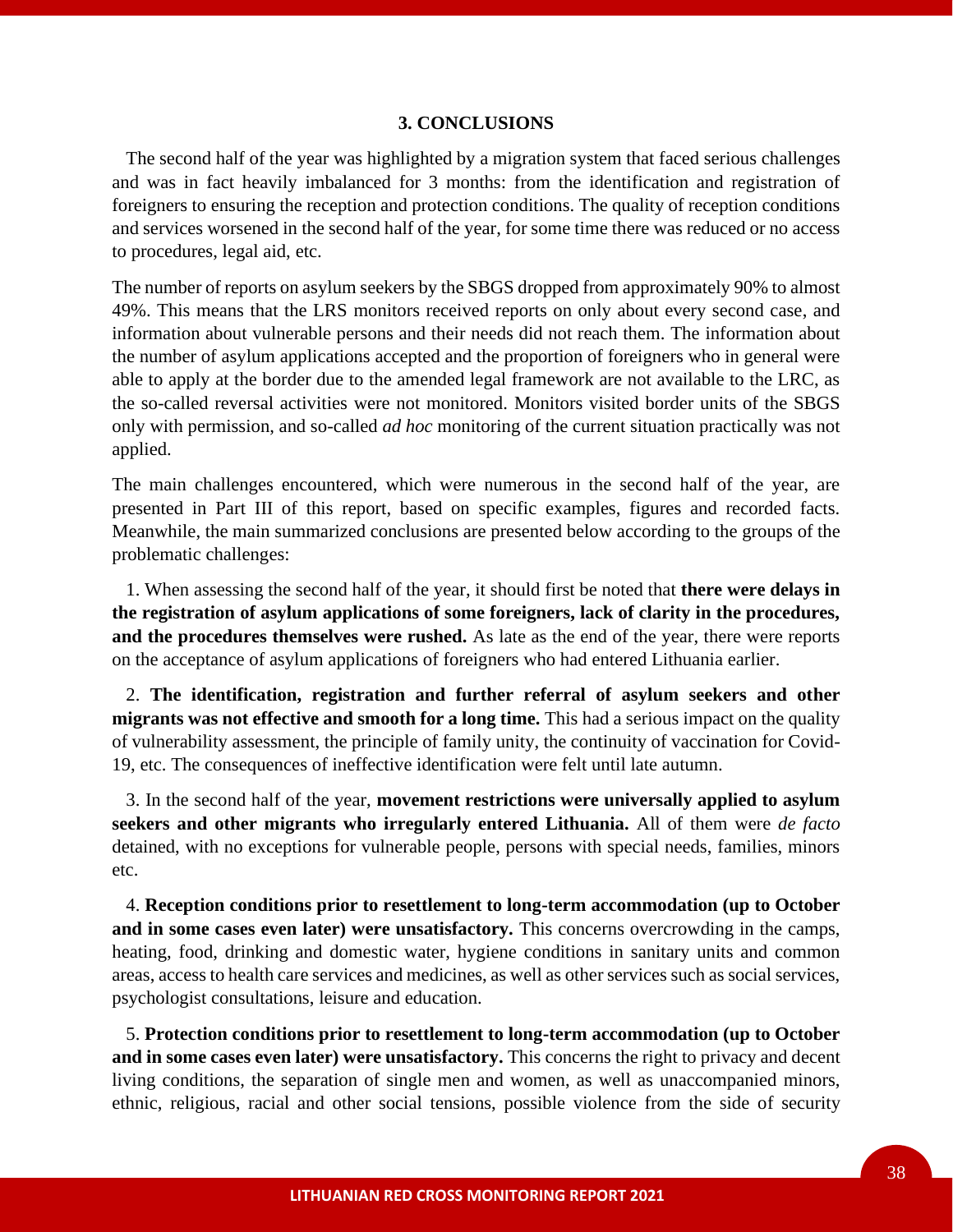## 3. CONCLUSIONS

The second half of the year was highlighted by a migration system that faced serious challenges and was in fact heavily imbalanced for 3 months: from the identification and registration of foreigners to ensuring the reception and protection conditions. The quality of reception conditions and services worsened in the second half of the year, for some time there was reduced or no access to procedures, legal aid, etc.

The number of reports on asylum seekers by the SBGS dropped from approximately 90% to almost 49%. This means that the LRS monitors received reports on only about every second case, and information about vulnerable persons and their needs did not reach them. The information about the number of asylum applications accepted and the proportion of foreigners who in general were able to apply at the border due to the amended legal framework are not available to the LRC, as the so-called reversal activities were not monitored. Monitors visited border units of the SBGS only with permission, and so-called *ad hoc* monitoring of the current situation practically was not applied.

The main challenges encountered, which were numerous in the second half of the year, are presented in Part III of this report, based on specific examples, figures and recorded facts. Meanwhile, the main summarized conclusions are presented below according to the groups of the problematic challenges:

1. When assessing the second half of the year, it should first be noted that **there were delays in the registration of asylum applications of some foreigners, lack of clarity in the procedures, and the procedures themselves were rushed.** As late as the end of the year, there were reports on the acceptance of asylum applications of foreigners who had entered Lithuania earlier.

2. **The identification, registration and further referral of asylum seekers and other migrants was not effective and smooth for a long time.** This had a serious impact on the quality of vulnerability assessment, the principle of family unity, the continuity of vaccination for Covid-19, etc. The consequences of ineffective identification were felt until late autumn.

3. In the second half of the year, **movement restrictions were universally applied to asylum seekers and other migrants who irregularly entered Lithuania.** All of them were *de facto* detained, with no exceptions for vulnerable people, persons with special needs, families, minors etc.

4. **Reception conditions prior to resettlement to long-term accommodation (up to October and in some cases even later) were unsatisfactory.** This concerns overcrowding in the camps, heating, food, drinking and domestic water, hygiene conditions in sanitary units and common areas, access to health care services and medicines, as well as other services such as social services, psychologist consultations, leisure and education.

5. **Protection conditions prior to resettlement to long-term accommodation (up to October and in some cases even later) were unsatisfactory.** This concerns the right to privacy and decent living conditions, the separation of single men and women, as well as unaccompanied minors, ethnic, religious, racial and other social tensions, possible violence from the side of security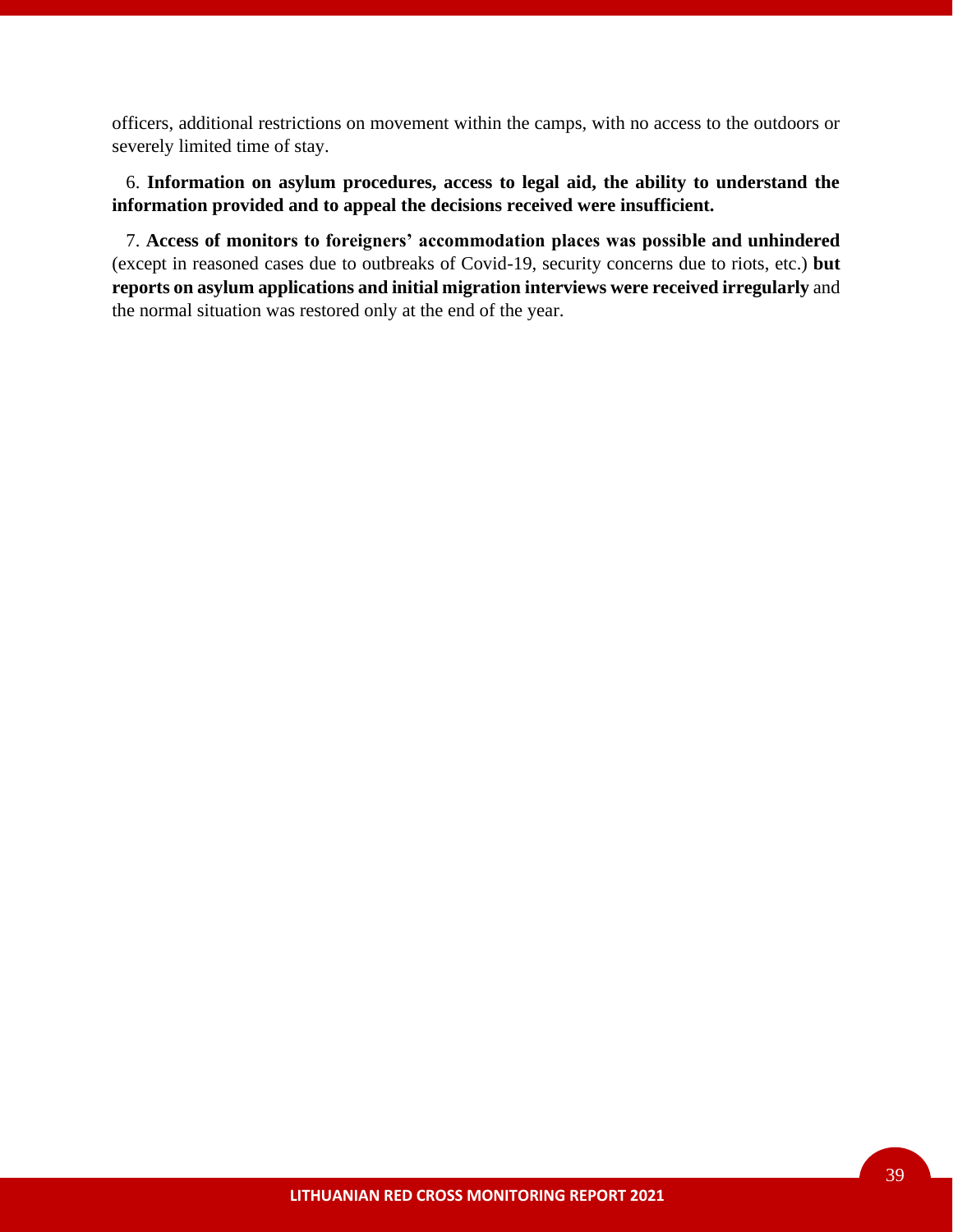officers, additional restrictions on movement within the camps, with no access to the outdoors or severely limited time of stay.

6. **Information on asylum procedures, access to legal aid, the ability to understand the information provided and to appeal the decisions received were insufficient.**

7. **Access of monitors to foreigners' accommodation places was possible and unhindered** (except in reasoned cases due to outbreaks of Covid-19, security concerns due to riots, etc.) **but reports on asylum applications and initial migration interviews were received irregularly** and the normal situation was restored only at the end of the year.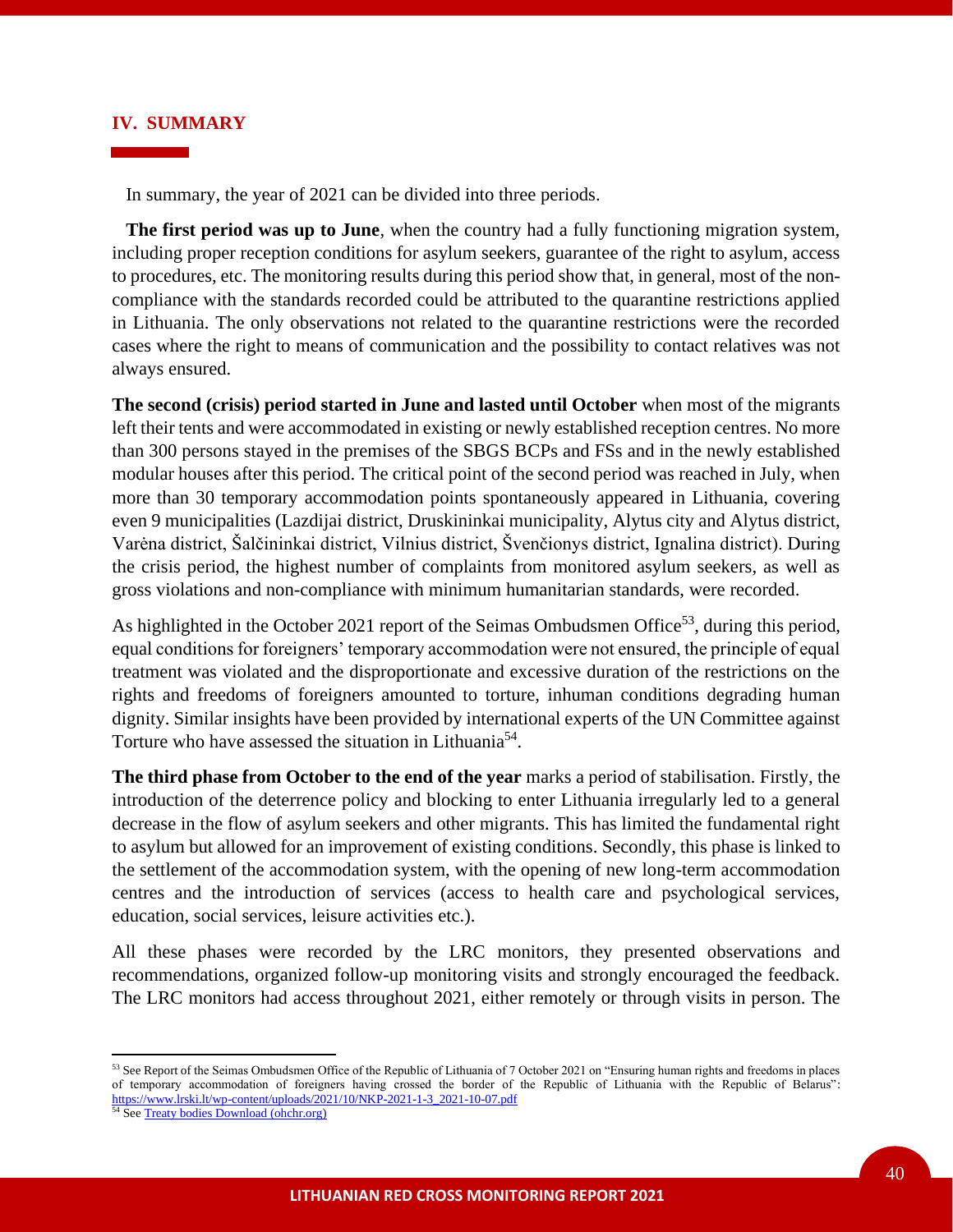## IV. SUMMARY

In summary, the year of 2021 can be divided into three periods.

**The first period was up to June**, when the country had a fully functioning migration system, including proper reception conditions for asylum seekers, guarantee of the right to asylum, access to procedures, etc. The monitoring results during this period show that, in general, most of the non-compliance with the standards recorded could be attributed to the quarantine restrictions applied in Lithuania. The only observations not related to the quarantine restrictions were the recorded cases where the right to means of communication and the possibility to contact relatives was not always ensured.

**The second (crisis) period started in June and lasted until October** when most of the migrants left their tents and were accommodated in existing or newly established reception centres. No more than 300 persons stayed in the premises of the SBGS BCPs and FSs and in the newly established modular houses after this period. The critical point of the second period was reached in July, when more than 30 temporary accommodation points spontaneously appeared in Lithuania, covering even 9 municipalities (Lazdijai district, Druskininkai municipality, Alytus city and Alytus district, Varėna district, Šalčininkai district, Vilnius district, Švenčionys district, Ignalina district). During the crisis period, the highest number of complaints from monitored asylum seekers, as well as gross violations and non-compliance with minimum humanitarian standards, were recorded.

As highlighted in the October 2021 report of the Seimas Ombudsmen Office[53], during this period, equal conditions for foreigners' temporary accommodation were not ensured, the principle of equal treatment was violated and the disproportionate and excessive duration of the restrictions on the rights and freedoms of foreigners amounted to torture, inhuman conditions degrading human dignity. Similar insights have been provided by international experts of the UN Committee against Torture who have assessed the situation in Lithuania[54].

**The third phase from October to the end of the year** marks a period of stabilisation. Firstly, the introduction of the deterrence policy and blocking to enter Lithuania irregularly led to a general decrease in the flow of asylum seekers and other migrants. This has limited the fundamental right to asylum but allowed for an improvement of existing conditions. Secondly, this phase is linked to the settlement of the accommodation system, with the opening of new long-term accommodation centres and the introduction of services (access to health care and psychological services, education, social services, leisure activities etc.).

All these phases were recorded by the LRC monitors, they presented observations and recommendations, organized follow-up monitoring visits and strongly encouraged the feedback. The LRC monitors had access throughout 2021, either remotely or through visits in person. The

---

[53] See Report of the Seimas Ombudsmen Office of the Republic of Lithuania of 7 October 2021 on "Ensuring human rights and freedoms in places of temporary accommodation of foreigners having crossed the border of the Republic of Lithuania with the Republic of Belarus": https://www.lrski.lt/wp-content/uploads/2021/10/NKP-2021-1-3_2021-10-07.pdf

[54] See Treaty bodies Download (ohchr.org)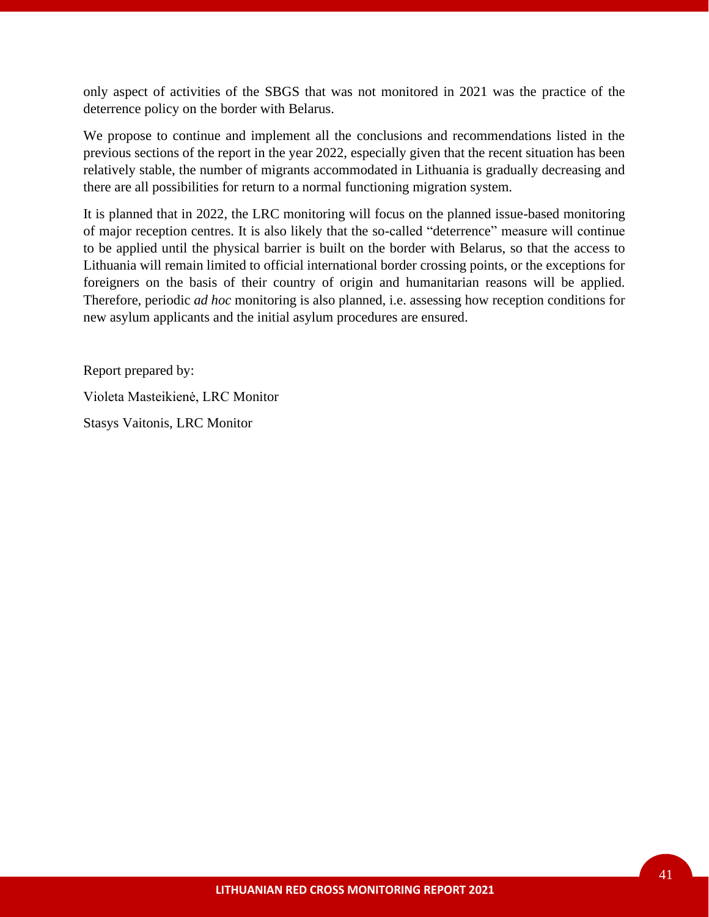only aspect of activities of the SBGS that was not monitored in 2021 was the practice of the deterrence policy on the border with Belarus.

We propose to continue and implement all the conclusions and recommendations listed in the previous sections of the report in the year 2022, especially given that the recent situation has been relatively stable, the number of migrants accommodated in Lithuania is gradually decreasing and there are all possibilities for return to a normal functioning migration system.

It is planned that in 2022, the LRC monitoring will focus on the planned issue-based monitoring of major reception centres. It is also likely that the so-called "deterrence" measure will continue to be applied until the physical barrier is built on the border with Belarus, so that the access to Lithuania will remain limited to official international border crossing points, or the exceptions for foreigners on the basis of their country of origin and humanitarian reasons will be applied. Therefore, periodic *ad hoc* monitoring is also planned, i.e. assessing how reception conditions for new asylum applicants and the initial asylum procedures are ensured.

Report prepared by:

Violeta Masteikienė, LRC Monitor

Stasys Vaitonis, LRC Monitor